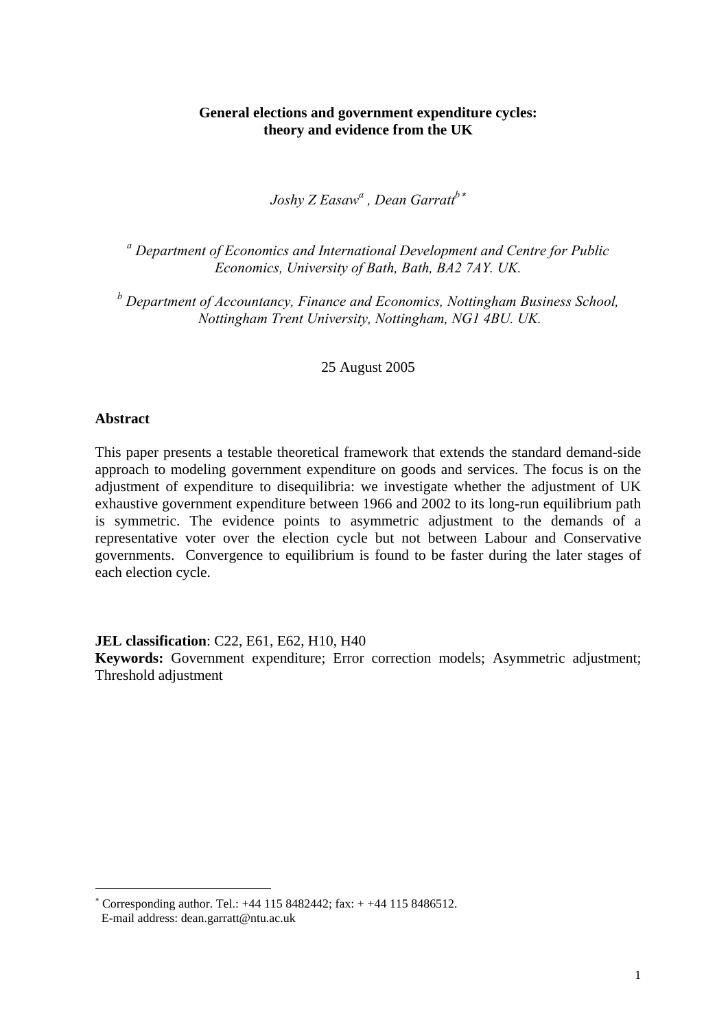**General elections and government expenditure cycles: theory and evidence from the UK**

*Joshy Z Easaw[a] , Dean Garratt[b*]*

*[a] Department of Economics and International Development and Centre for Public Economics, University of Bath, Bath, BA2 7AY. UK.*

*[b] Department of Accountancy, Finance and Economics, Nottingham Business School, Nottingham Trent University, Nottingham, NG1 4BU. UK.*

25 August 2005

**Abstract**

This paper presents a testable theoretical framework that extends the standard demand-side approach to modeling government expenditure on goods and services. The focus is on the adjustment of expenditure to disequilibria: we investigate whether the adjustment of UK exhaustive government expenditure between 1966 and 2002 to its long-run equilibrium path is symmetric. The evidence points to asymmetric adjustment to the demands of a representative voter over the election cycle but not between Labour and Conservative governments. Convergence to equilibrium is found to be faster during the later stages of each election cycle.

**JEL classification**: C22, E61, E62, H10, H40

**Keywords:** Government expenditure; Error correction models; Asymmetric adjustment; Threshold adjustment

---

[*] Corresponding author. Tel.: +44 115 8482442; fax: + +44 115 8486512.
E-mail address: dean.garratt@ntu.ac.uk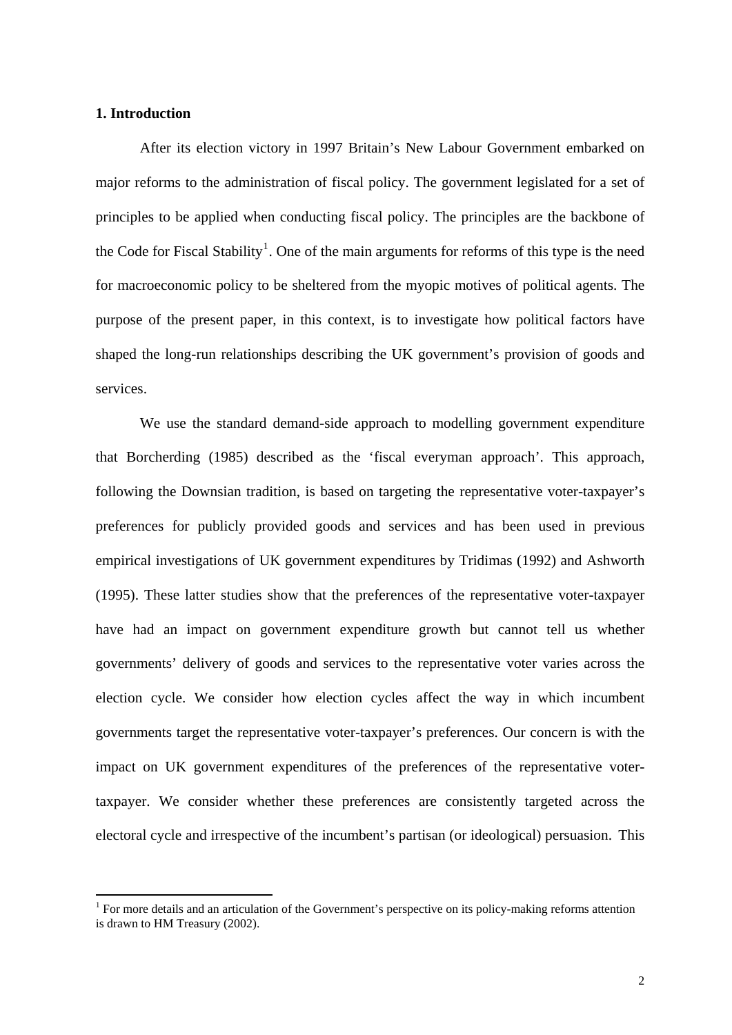## 1. Introduction

After its election victory in 1997 Britain's New Labour Government embarked on major reforms to the administration of fiscal policy. The government legislated for a set of principles to be applied when conducting fiscal policy. The principles are the backbone of the Code for Fiscal Stability[1]. One of the main arguments for reforms of this type is the need for macroeconomic policy to be sheltered from the myopic motives of political agents. The purpose of the present paper, in this context, is to investigate how political factors have shaped the long-run relationships describing the UK government's provision of goods and services.

We use the standard demand-side approach to modelling government expenditure that Borcherding (1985) described as the 'fiscal everyman approach'. This approach, following the Downsian tradition, is based on targeting the representative voter-taxpayer's preferences for publicly provided goods and services and has been used in previous empirical investigations of UK government expenditures by Tridimas (1992) and Ashworth (1995). These latter studies show that the preferences of the representative voter-taxpayer have had an impact on government expenditure growth but cannot tell us whether governments' delivery of goods and services to the representative voter varies across the election cycle. We consider how election cycles affect the way in which incumbent governments target the representative voter-taxpayer's preferences. Our concern is with the impact on UK government expenditures of the preferences of the representative voter-taxpayer. We consider whether these preferences are consistently targeted across the electoral cycle and irrespective of the incumbent's partisan (or ideological) persuasion. This

[1] For more details and an articulation of the Government's perspective on its policy-making reforms attention is drawn to HM Treasury (2002).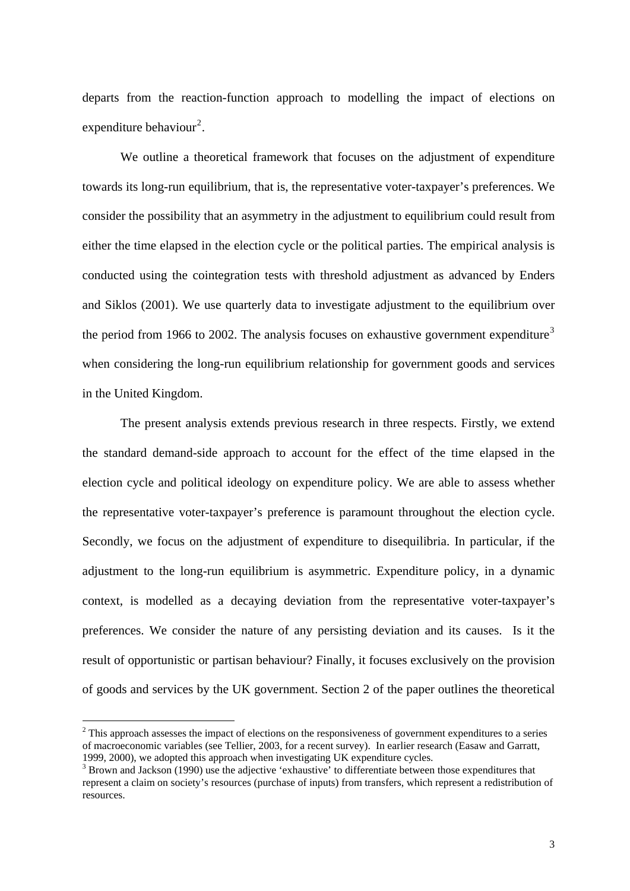departs from the reaction-function approach to modelling the impact of elections on expenditure behaviour[2].

We outline a theoretical framework that focuses on the adjustment of expenditure towards its long-run equilibrium, that is, the representative voter-taxpayer's preferences. We consider the possibility that an asymmetry in the adjustment to equilibrium could result from either the time elapsed in the election cycle or the political parties. The empirical analysis is conducted using the cointegration tests with threshold adjustment as advanced by Enders and Siklos (2001). We use quarterly data to investigate adjustment to the equilibrium over the period from 1966 to 2002. The analysis focuses on exhaustive government expenditure[3] when considering the long-run equilibrium relationship for government goods and services in the United Kingdom.

The present analysis extends previous research in three respects. Firstly, we extend the standard demand-side approach to account for the effect of the time elapsed in the election cycle and political ideology on expenditure policy. We are able to assess whether the representative voter-taxpayer's preference is paramount throughout the election cycle. Secondly, we focus on the adjustment of expenditure to disequilibria. In particular, if the adjustment to the long-run equilibrium is asymmetric. Expenditure policy, in a dynamic context, is modelled as a decaying deviation from the representative voter-taxpayer's preferences. We consider the nature of any persisting deviation and its causes. Is it the result of opportunistic or partisan behaviour? Finally, it focuses exclusively on the provision of goods and services by the UK government. Section 2 of the paper outlines the theoretical

[2] This approach assesses the impact of elections on the responsiveness of government expenditures to a series of macroeconomic variables (see Tellier, 2003, for a recent survey). In earlier research (Easaw and Garratt, 1999, 2000), we adopted this approach when investigating UK expenditure cycles.

[3] Brown and Jackson (1990) use the adjective 'exhaustive' to differentiate between those expenditures that represent a claim on society's resources (purchase of inputs) from transfers, which represent a redistribution of resources.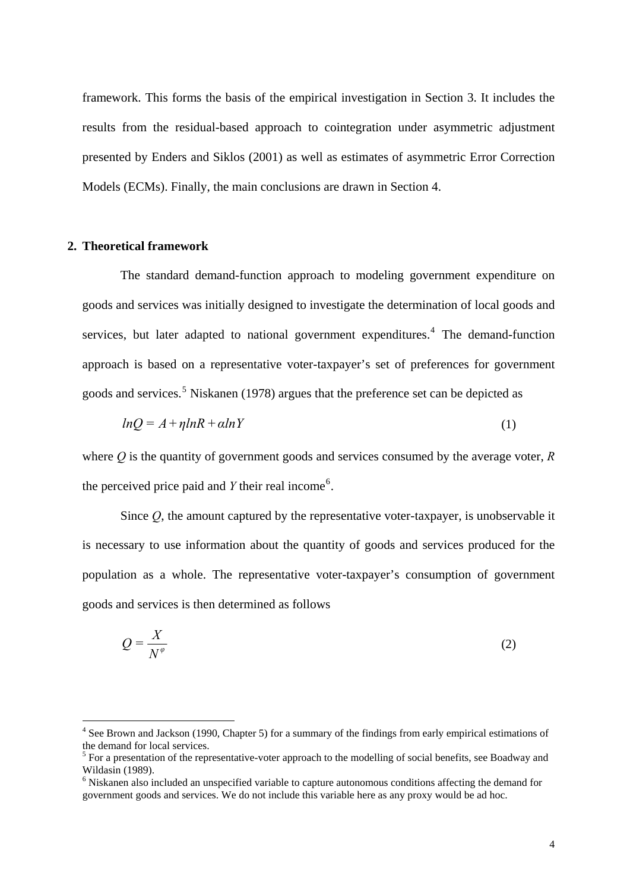framework. This forms the basis of the empirical investigation in Section 3. It includes the results from the residual-based approach to cointegration under asymmetric adjustment presented by Enders and Siklos (2001) as well as estimates of asymmetric Error Correction Models (ECMs). Finally, the main conclusions are drawn in Section 4.

## 2. Theoretical framework

The standard demand-function approach to modeling government expenditure on goods and services was initially designed to investigate the determination of local goods and services, but later adapted to national government expenditures.[4] The demand-function approach is based on a representative voter-taxpayer's set of preferences for government goods and services.[5] Niskanen (1978) argues that the preference set can be depicted as

$$lnQ = A + \eta lnR + \alpha lnY \tag{1}$$

where $Q$ is the quantity of government goods and services consumed by the average voter, $R$ the perceived price paid and $Y$ their real income[6].

Since $Q$, the amount captured by the representative voter-taxpayer, is unobservable it is necessary to use information about the quantity of goods and services produced for the population as a whole. The representative voter-taxpayer's consumption of government goods and services is then determined as follows

$$Q = \frac{X}{N^{\varphi}} \tag{2}$$

---

[4] See Brown and Jackson (1990, Chapter 5) for a summary of the findings from early empirical estimations of the demand for local services.

[5] For a presentation of the representative-voter approach to the modelling of social benefits, see Boadway and Wildasin (1989).

[6] Niskanen also included an unspecified variable to capture autonomous conditions affecting the demand for government goods and services. We do not include this variable here as any proxy would be ad hoc.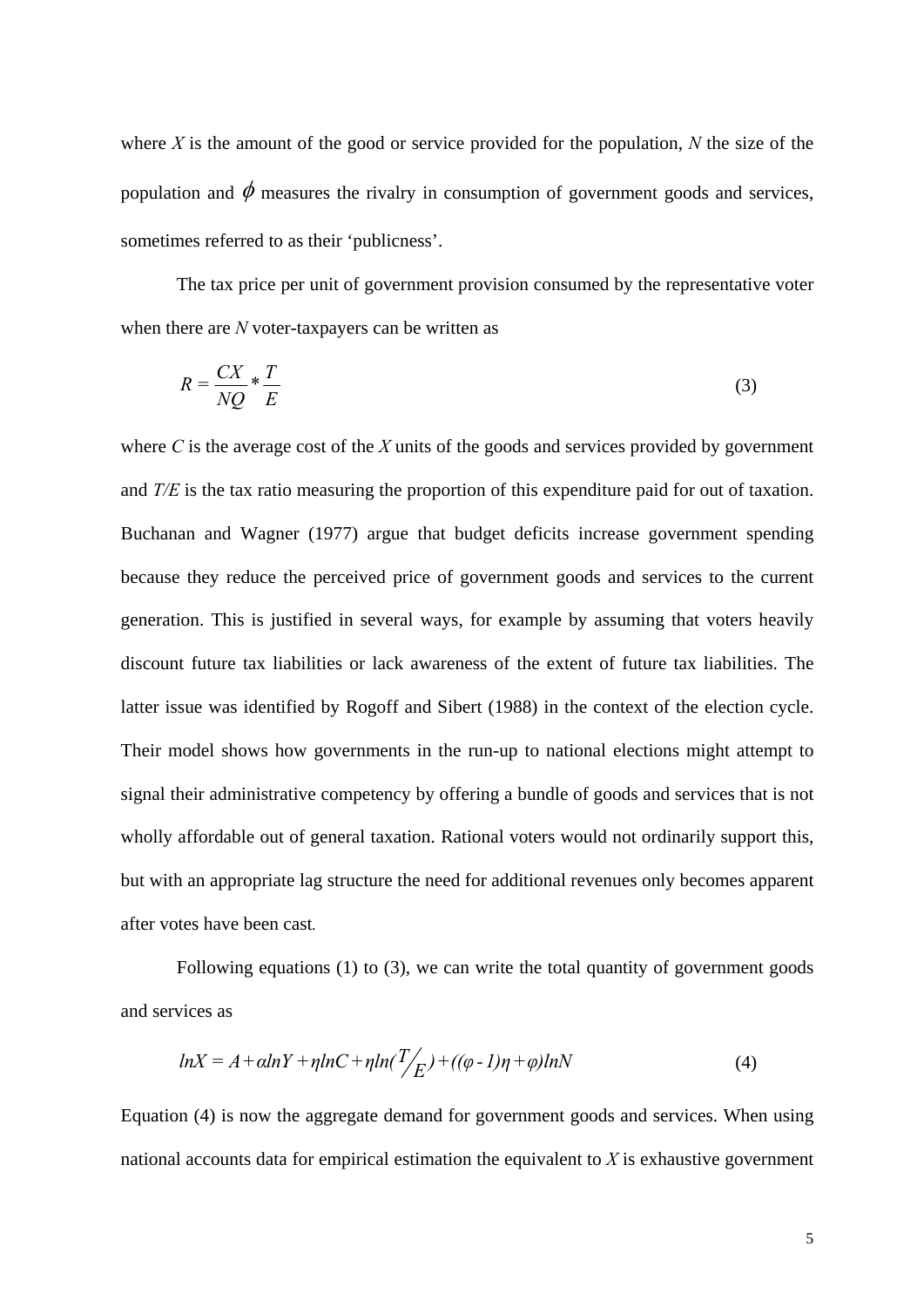where $X$ is the amount of the good or service provided for the population, $N$ the size of the population and $\phi$ measures the rivalry in consumption of government goods and services, sometimes referred to as their 'publicness'.

The tax price per unit of government provision consumed by the representative voter when there are $N$ voter-taxpayers can be written as

$$R = \frac{CX}{NQ} * \frac{T}{E} \tag{3}$$

where $C$ is the average cost of the $X$ units of the goods and services provided by government and $T/E$ is the tax ratio measuring the proportion of this expenditure paid for out of taxation. Buchanan and Wagner (1977) argue that budget deficits increase government spending because they reduce the perceived price of government goods and services to the current generation. This is justified in several ways, for example by assuming that voters heavily discount future tax liabilities or lack awareness of the extent of future tax liabilities. The latter issue was identified by Rogoff and Sibert (1988) in the context of the election cycle. Their model shows how governments in the run-up to national elections might attempt to signal their administrative competency by offering a bundle of goods and services that is not wholly affordable out of general taxation. Rational voters would not ordinarily support this, but with an appropriate lag structure the need for additional revenues only becomes apparent after votes have been cast.

Following equations (1) to (3), we can write the total quantity of government goods and services as

$$lnX = A + \alpha lnY + \eta lnC + \eta ln(T/E) + ((\varphi - 1)\eta + \varphi)lnN \tag{4}$$

Equation (4) is now the aggregate demand for government goods and services. When using national accounts data for empirical estimation the equivalent to $X$ is exhaustive government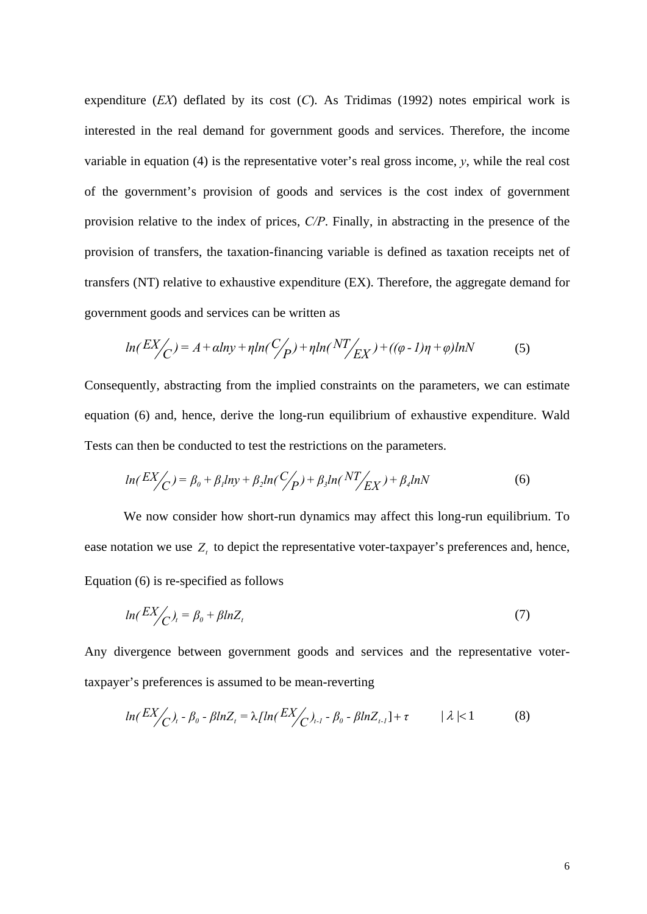expenditure (*EX*) deflated by its cost (*C*). As Tridimas (1992) notes empirical work is interested in the real demand for government goods and services. Therefore, the income variable in equation (4) is the representative voter's real gross income, *y*, while the real cost of the government's provision of goods and services is the cost index of government provision relative to the index of prices, *C/P*. Finally, in abstracting in the presence of the provision of transfers, the taxation-financing variable is defined as taxation receipts net of transfers (NT) relative to exhaustive expenditure (EX). Therefore, the aggregate demand for government goods and services can be written as

$$ln(EX/C) = A + \alpha lny + \eta ln(C/P) + \eta ln(NT/EX) + ((\varphi - 1)\eta + \varphi)lnN \qquad (5)$$

Consequently, abstracting from the implied constraints on the parameters, we can estimate equation (6) and, hence, derive the long-run equilibrium of exhaustive expenditure. Wald Tests can then be conducted to test the restrictions on the parameters.

$$ln(EX/C) = \beta_0 + \beta_1 lny + \beta_2 ln(C/P) + \beta_3 ln(NT/EX) + \beta_4 lnN \qquad (6)$$

We now consider how short-run dynamics may affect this long-run equilibrium. To ease notation we use $Z_t$ to depict the representative voter-taxpayer's preferences and, hence, Equation (6) is re-specified as follows

$$ln(EX/C)_t = \beta_0 + \beta lnZ_t \qquad (7)$$

Any divergence between government goods and services and the representative voter-taxpayer's preferences is assumed to be mean-reverting

$$ln(EX/C)_t - \beta_0 - \beta lnZ_t = \lambda[ln(EX/C)_{t-1} - \beta_0 - \beta lnZ_{t-1}] + \tau \qquad |\lambda| < 1 \qquad (8)$$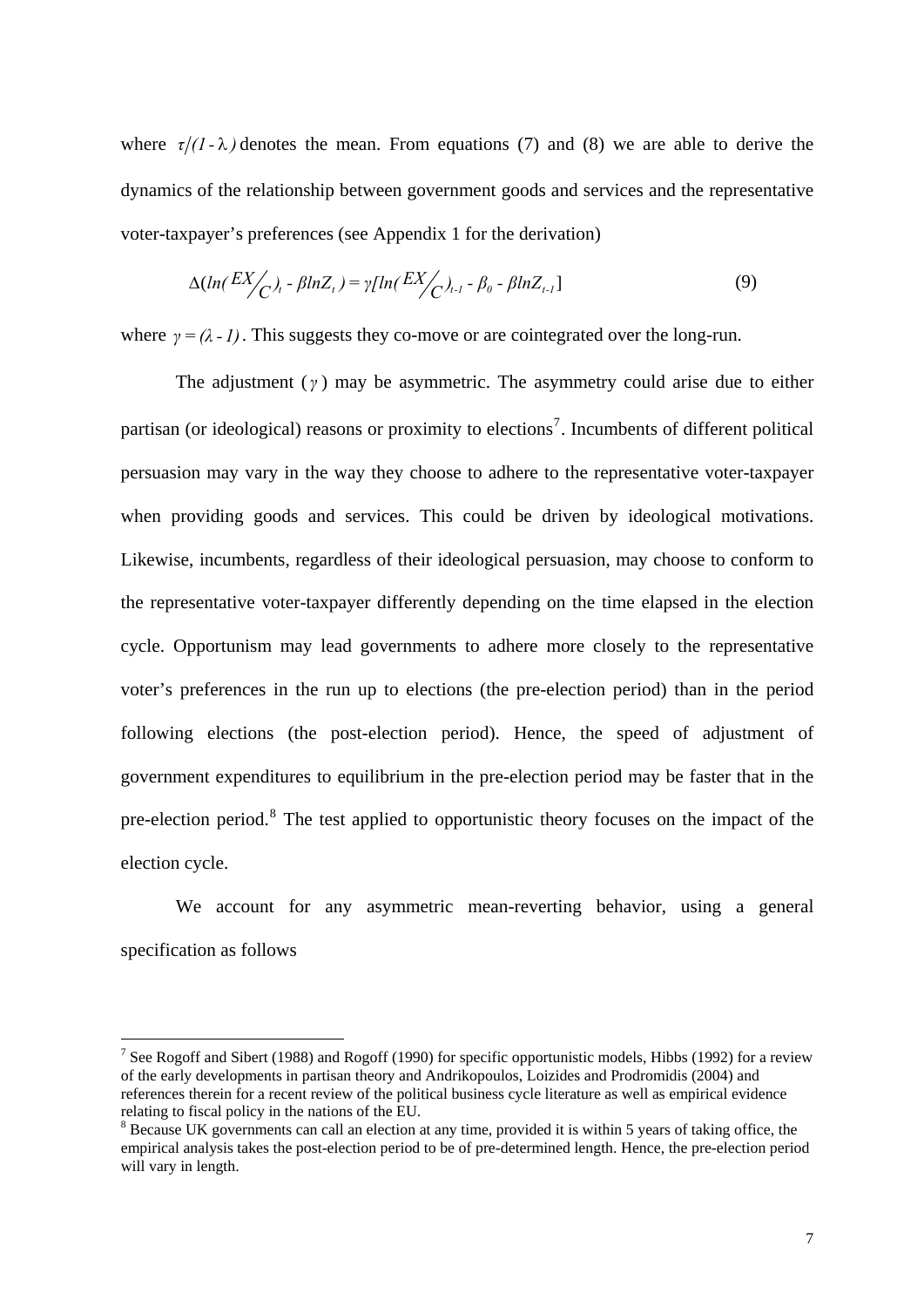where $\tau/(1-\lambda)$ denotes the mean. From equations (7) and (8) we are able to derive the dynamics of the relationship between government goods and services and the representative voter-taxpayer's preferences (see Appendix 1 for the derivation)

$$\Delta(ln(EX/C)_t - \beta lnZ_t) = \gamma[ln(EX/C)_{t-1} - \beta_0 - \beta lnZ_{t-1}] \quad (9)$$

where $\gamma = (\lambda - 1)$. This suggests they co-move or are cointegrated over the long-run.

The adjustment ($\gamma$) may be asymmetric. The asymmetry could arise due to either partisan (or ideological) reasons or proximity to elections[7]. Incumbents of different political persuasion may vary in the way they choose to adhere to the representative voter-taxpayer when providing goods and services. This could be driven by ideological motivations. Likewise, incumbents, regardless of their ideological persuasion, may choose to conform to the representative voter-taxpayer differently depending on the time elapsed in the election cycle. Opportunism may lead governments to adhere more closely to the representative voter's preferences in the run up to elections (the pre-election period) than in the period following elections (the post-election period). Hence, the speed of adjustment of government expenditures to equilibrium in the pre-election period may be faster that in the pre-election period.[8] The test applied to opportunistic theory focuses on the impact of the election cycle.

We account for any asymmetric mean-reverting behavior, using a general specification as follows

---

[7] See Rogoff and Sibert (1988) and Rogoff (1990) for specific opportunistic models, Hibbs (1992) for a review of the early developments in partisan theory and Andrikopoulos, Loizides and Prodromidis (2004) and references therein for a recent review of the political business cycle literature as well as empirical evidence relating to fiscal policy in the nations of the EU.

[8] Because UK governments can call an election at any time, provided it is within 5 years of taking office, the empirical analysis takes the post-election period to be of pre-determined length. Hence, the pre-election period will vary in length.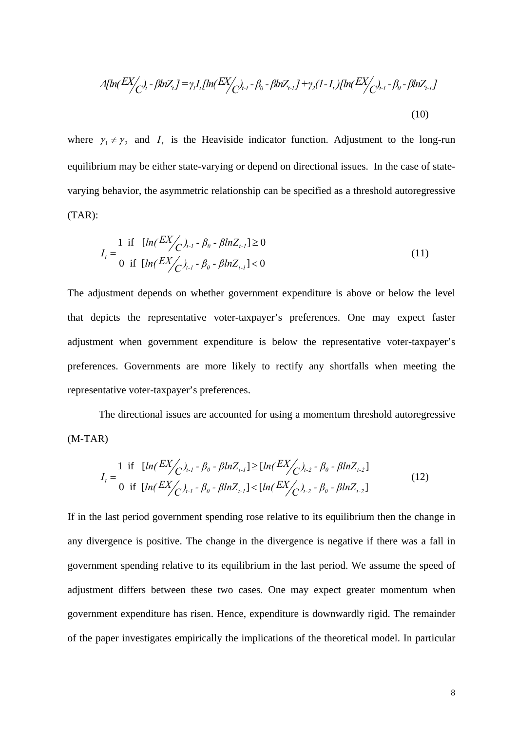$$\Delta[ln(EX/C)_t - \beta lnZ_t] = \gamma_1 I_t [ln(EX/C)_{t-1} - \beta_0 - \beta lnZ_{t-1}] + \gamma_2(1 - I_t)[ln(EX/C)_{t-1} - \beta_0 - \beta lnZ_{t-1}] \tag{10}$$

where $\gamma_1 \neq \gamma_2$ and $I_t$ is the Heaviside indicator function. Adjustment to the long-run equilibrium may be either state-varying or depend on directional issues. In the case of state-varying behavior, the asymmetric relationship can be specified as a threshold autoregressive (TAR):

$$I_t = \begin{cases} 1 \text{ if } [ln(EX/C)_{t-1} - \beta_0 - \beta lnZ_{t-1}] \geq 0 \\ 0 \text{ if } [ln(EX/C)_{t-1} - \beta_0 - \beta lnZ_{t-1}] < 0 \end{cases} \tag{11}$$

The adjustment depends on whether government expenditure is above or below the level that depicts the representative voter-taxpayer's preferences. One may expect faster adjustment when government expenditure is below the representative voter-taxpayer's preferences. Governments are more likely to rectify any shortfalls when meeting the representative voter-taxpayer's preferences.

The directional issues are accounted for using a momentum threshold autoregressive (M-TAR)

$$I_t = \begin{cases} 1 \text{ if } [ln(EX/C)_{t-1} - \beta_0 - \beta lnZ_{t-1}] \geq [ln(EX/C)_{t-2} - \beta_0 - \beta lnZ_{t-2}] \\ 0 \text{ if } [ln(EX/C)_{t-1} - \beta_0 - \beta lnZ_{t-1}] < [ln(EX/C)_{t-2} - \beta_0 - \beta lnZ_{t-2}] \end{cases} \tag{12}$$

If in the last period government spending rose relative to its equilibrium then the change in any divergence is positive. The change in the divergence is negative if there was a fall in government spending relative to its equilibrium in the last period. We assume the speed of adjustment differs between these two cases. One may expect greater momentum when government expenditure has risen. Hence, expenditure is downwardly rigid. The remainder of the paper investigates empirically the implications of the theoretical model. In particular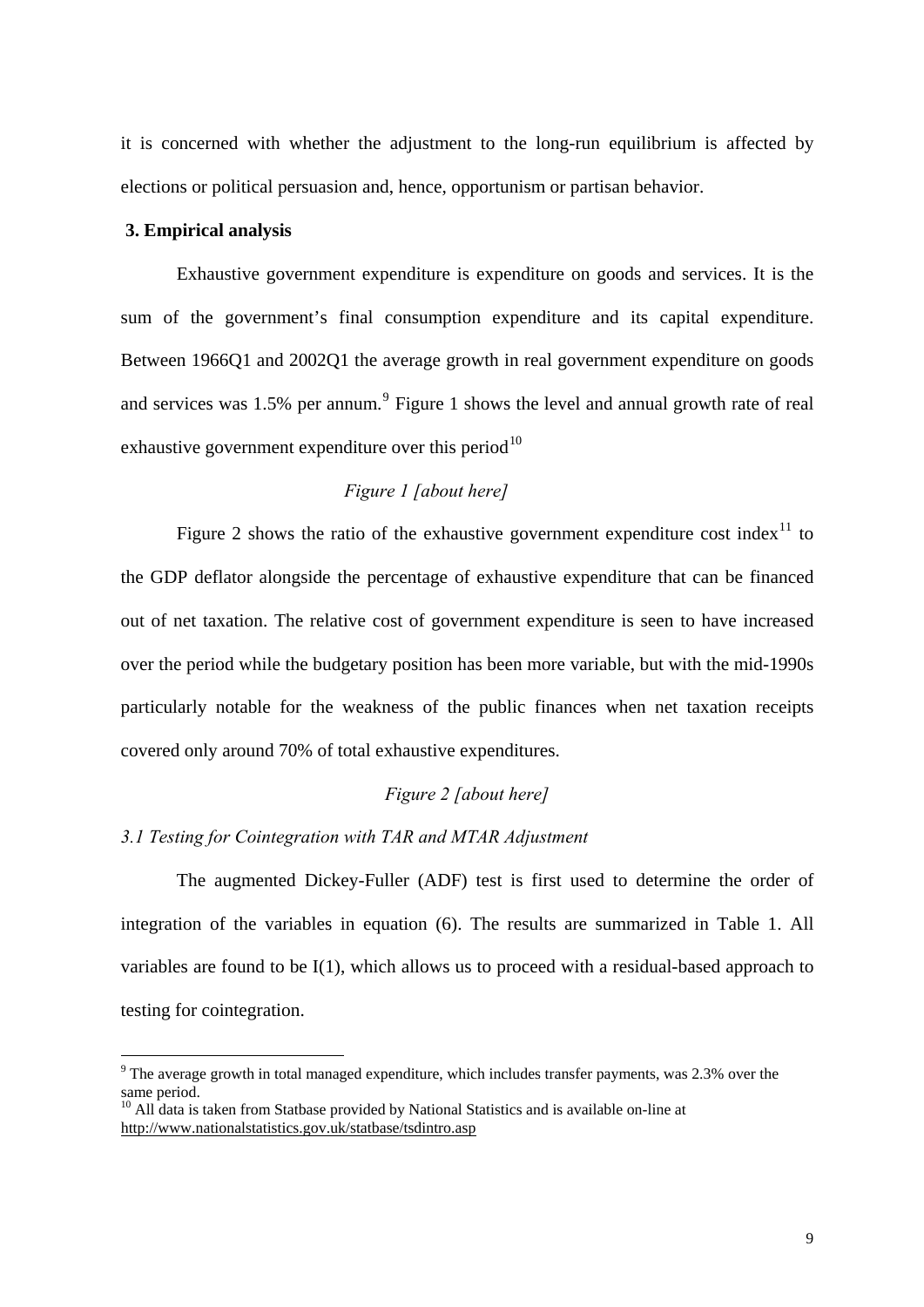it is concerned with whether the adjustment to the long-run equilibrium is affected by elections or political persuasion and, hence, opportunism or partisan behavior.

## 3. Empirical analysis

Exhaustive government expenditure is expenditure on goods and services. It is the sum of the government's final consumption expenditure and its capital expenditure. Between 1966Q1 and 2002Q1 the average growth in real government expenditure on goods and services was 1.5% per annum.[9] Figure 1 shows the level and annual growth rate of real exhaustive government expenditure over this period[10]

*Figure 1 [about here]*

Figure 2 shows the ratio of the exhaustive government expenditure cost index[11] to the GDP deflator alongside the percentage of exhaustive expenditure that can be financed out of net taxation. The relative cost of government expenditure is seen to have increased over the period while the budgetary position has been more variable, but with the mid-1990s particularly notable for the weakness of the public finances when net taxation receipts covered only around 70% of total exhaustive expenditures.

*Figure 2 [about here]*

### *3.1 Testing for Cointegration with TAR and MTAR Adjustment*

The augmented Dickey-Fuller (ADF) test is first used to determine the order of integration of the variables in equation (6). The results are summarized in Table 1. All variables are found to be I(1), which allows us to proceed with a residual-based approach to testing for cointegration.

---

[9] The average growth in total managed expenditure, which includes transfer payments, was 2.3% over the same period.

[10] All data is taken from Statbase provided by National Statistics and is available on-line at http://www.nationalstatistics.gov.uk/statbase/tsdintro.asp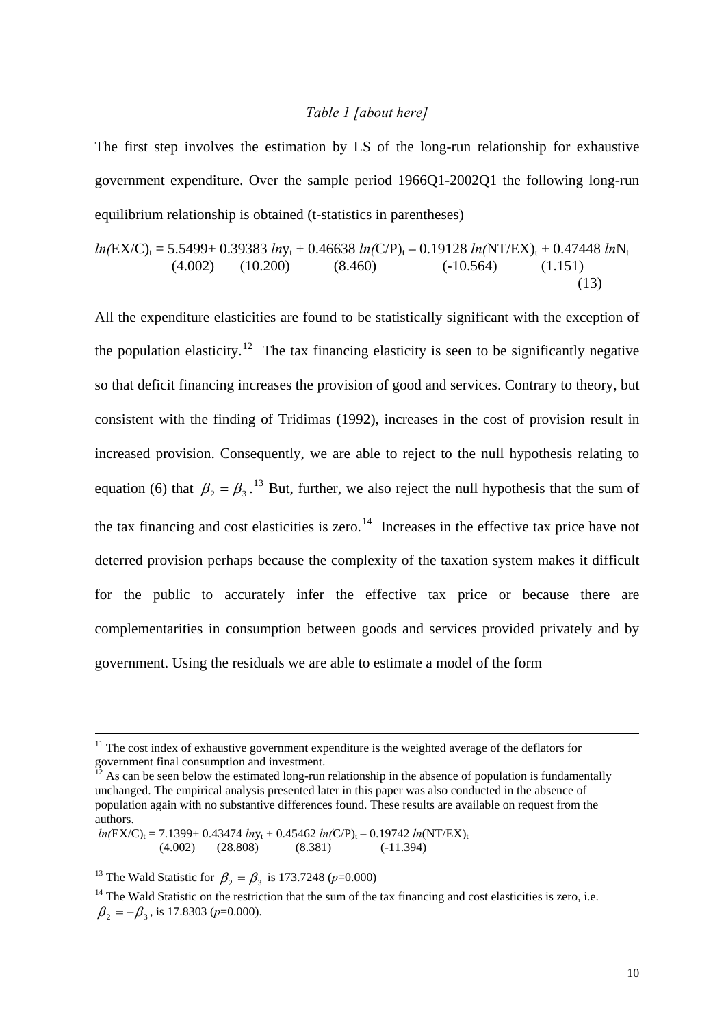*Table 1 [about here]*

The first step involves the estimation by LS of the long-run relationship for exhaustive government expenditure. Over the sample period 1966Q1-2002Q1 the following long-run equilibrium relationship is obtained (t-statistics in parentheses)

$$\underset{}{ln(EX/C)_t} = \underset{(4.002)}{5.5499} + \underset{(10.200)}{0.39383}\, ln y_t + \underset{(8.460)}{0.46638}\, ln(C/P)_t - \underset{(-10.564)}{0.19128}\, ln(NT/EX)_t + \underset{(1.151)}{0.47448}\, ln N_t \qquad (13)$$

All the expenditure elasticities are found to be statistically significant with the exception of the population elasticity.[12] The tax financing elasticity is seen to be significantly negative so that deficit financing increases the provision of good and services. Contrary to theory, but consistent with the finding of Tridimas (1992), increases in the cost of provision result in increased provision. Consequently, we are able to reject to the null hypothesis relating to equation (6) that $\beta_2 = \beta_3$.[13] But, further, we also reject the null hypothesis that the sum of the tax financing and cost elasticities is zero.[14] Increases in the effective tax price have not deterred provision perhaps because the complexity of the taxation system makes it difficult for the public to accurately infer the effective tax price or because there are complementarities in consumption between goods and services provided privately and by government. Using the residuals we are able to estimate a model of the form

---

[11] The cost index of exhaustive government expenditure is the weighted average of the deflators for government final consumption and investment.

[12] As can be seen below the estimated long-run relationship in the absence of population is fundamentally unchanged. The empirical analysis presented later in this paper was also conducted in the absence of population again with no substantive differences found. These results are available on request from the authors.

$$ln(EX/C)_t = \underset{(4.002)}{7.1399} + \underset{(28.808)}{0.43474}\, ln y_t + \underset{(8.381)}{0.45462}\, ln(C/P)_t - \underset{(-11.394)}{0.19742}\, ln(NT/EX)_t$$

[13] The Wald Statistic for $\beta_2 = \beta_3$ is 173.7248 ($p$=0.000)

[14] The Wald Statistic on the restriction that the sum of the tax financing and cost elasticities is zero, i.e. $\beta_2 = -\beta_3$, is 17.8303 ($p$=0.000).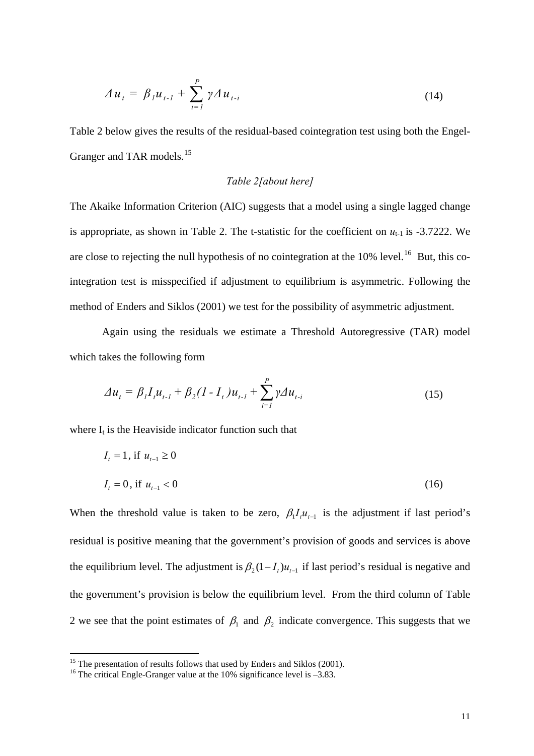$$\Delta u_t = \beta_1 u_{t-1} + \sum_{i=1}^{P} \gamma \Delta u_{t-i} \tag{14}$$

Table 2 below gives the results of the residual-based cointegration test using both the Engel-Granger and TAR models.[15]

*Table 2[about here]*

The Akaike Information Criterion (AIC) suggests that a model using a single lagged change is appropriate, as shown in Table 2. The t-statistic for the coefficient on $u_{t-1}$ is -3.7222. We are close to rejecting the null hypothesis of no cointegration at the 10% level.[16] But, this co-integration test is misspecified if adjustment to equilibrium is asymmetric. Following the method of Enders and Siklos (2001) we test for the possibility of asymmetric adjustment.

Again using the residuals we estimate a Threshold Autoregressive (TAR) model which takes the following form

$$\Delta u_t = \beta_1 I_t u_{t-1} + \beta_2 (1 - I_t) u_{t-1} + \sum_{i=1}^{P} \gamma \Delta u_{t-i} \tag{15}$$

where $I_t$ is the Heaviside indicator function such that

$$I_t = 1, \text{ if } u_{t-1} \geq 0$$

$$I_t = 0, \text{ if } u_{t-1} < 0 \tag{16}$$

When the threshold value is taken to be zero, $\beta_1 I_t u_{t-1}$ is the adjustment if last period's residual is positive meaning that the government's provision of goods and services is above the equilibrium level. The adjustment is $\beta_2(1 - I_t)u_{t-1}$ if last period's residual is negative and the government's provision is below the equilibrium level. From the third column of Table 2 we see that the point estimates of $\beta_1$ and $\beta_2$ indicate convergence. This suggests that we

---

[15] The presentation of results follows that used by Enders and Siklos (2001).

[16] The critical Engle-Granger value at the 10% significance level is –3.83.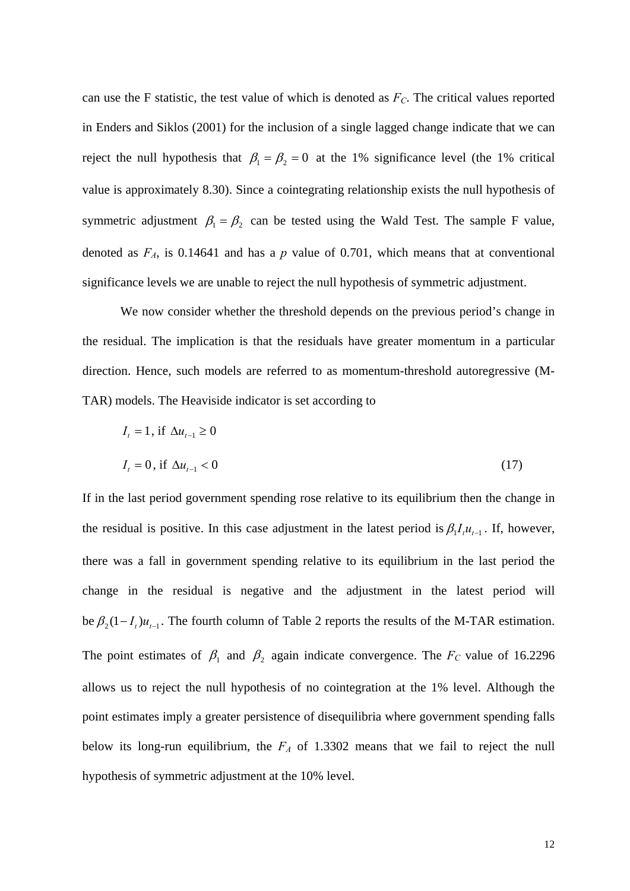can use the F statistic, the test value of which is denoted as $F_C$. The critical values reported in Enders and Siklos (2001) for the inclusion of a single lagged change indicate that we can reject the null hypothesis that $\beta_1 = \beta_2 = 0$ at the 1% significance level (the 1% critical value is approximately 8.30). Since a cointegrating relationship exists the null hypothesis of symmetric adjustment $\beta_1 = \beta_2$ can be tested using the Wald Test. The sample F value, denoted as $F_A$, is 0.14641 and has a $p$ value of 0.701, which means that at conventional significance levels we are unable to reject the null hypothesis of symmetric adjustment.

We now consider whether the threshold depends on the previous period's change in the residual. The implication is that the residuals have greater momentum in a particular direction. Hence, such models are referred to as momentum-threshold autoregressive (M-TAR) models. The Heaviside indicator is set according to

$$I_t = 1, \text{ if } \Delta u_{t-1} \geq 0$$

$$I_t = 0, \text{ if } \Delta u_{t-1} < 0 \tag{17}$$

If in the last period government spending rose relative to its equilibrium then the change in the residual is positive. In this case adjustment in the latest period is $\beta_1 I_t u_{t-1}$. If, however, there was a fall in government spending relative to its equilibrium in the last period the change in the residual is negative and the adjustment in the latest period will be $\beta_2(1-I_t)u_{t-1}$. The fourth column of Table 2 reports the results of the M-TAR estimation. The point estimates of $\beta_1$ and $\beta_2$ again indicate convergence. The $F_C$ value of 16.2296 allows us to reject the null hypothesis of no cointegration at the 1% level. Although the point estimates imply a greater persistence of disequilibria where government spending falls below its long-run equilibrium, the $F_A$ of 1.3302 means that we fail to reject the null hypothesis of symmetric adjustment at the 10% level.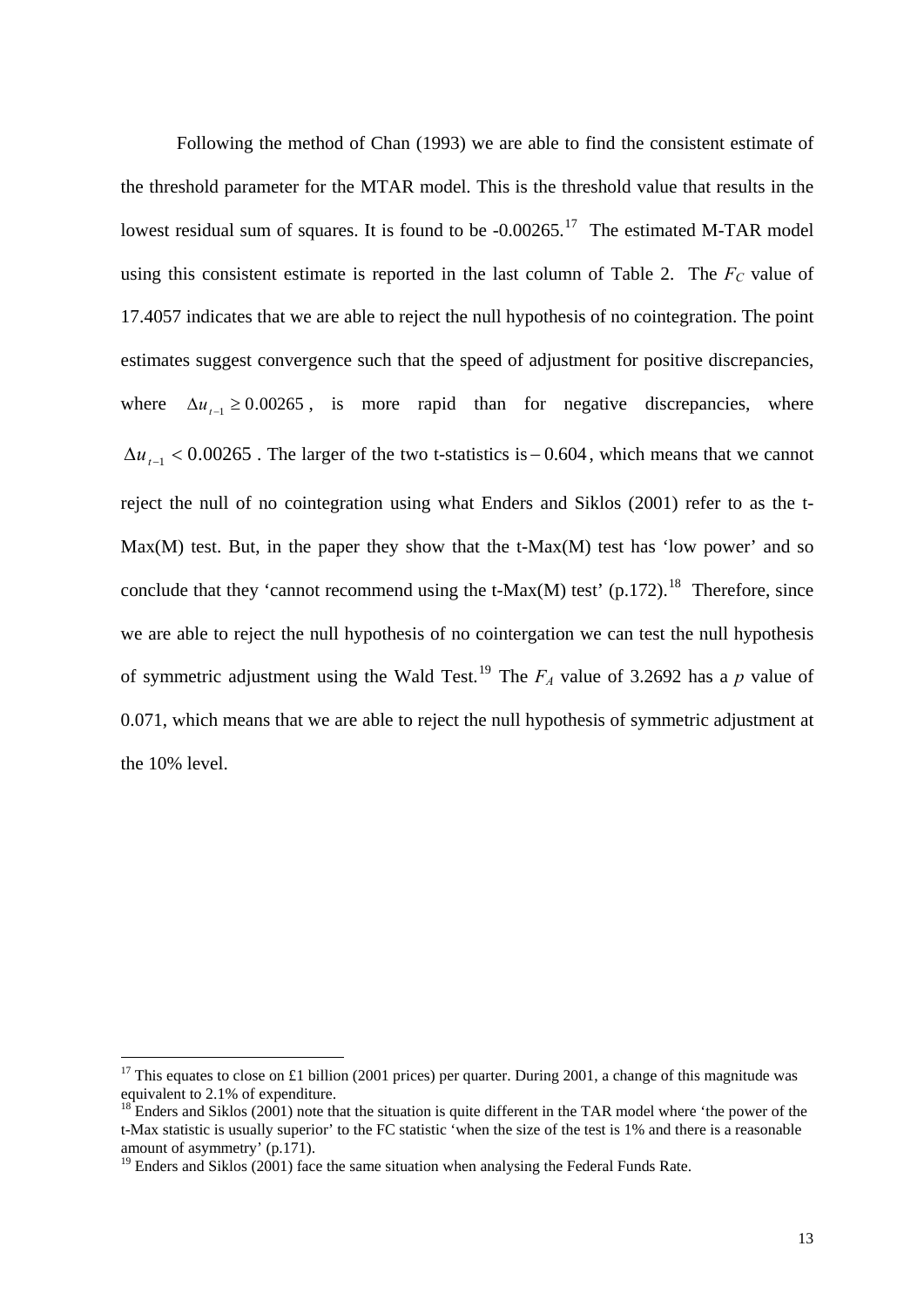Following the method of Chan (1993) we are able to find the consistent estimate of the threshold parameter for the MTAR model. This is the threshold value that results in the lowest residual sum of squares. It is found to be -0.00265.[17] The estimated M-TAR model using this consistent estimate is reported in the last column of Table 2. The $F_C$ value of 17.4057 indicates that we are able to reject the null hypothesis of no cointegration. The point estimates suggest convergence such that the speed of adjustment for positive discrepancies, where $\Delta u_{t-1} \geq 0.00265$, is more rapid than for negative discrepancies, where $\Delta u_{t-1} < 0.00265$. The larger of the two t-statistics is $-0.604$, which means that we cannot reject the null of no cointegration using what Enders and Siklos (2001) refer to as the t-Max(M) test. But, in the paper they show that the t-Max(M) test has 'low power' and so conclude that they 'cannot recommend using the t-Max(M) test' (p.172).[18] Therefore, since we are able to reject the null hypothesis of no cointergation we can test the null hypothesis of symmetric adjustment using the Wald Test.[19] The $F_A$ value of 3.2692 has a $p$ value of 0.071, which means that we are able to reject the null hypothesis of symmetric adjustment at the 10% level.

---

[17] This equates to close on £1 billion (2001 prices) per quarter. During 2001, a change of this magnitude was equivalent to 2.1% of expenditure.

[18] Enders and Siklos (2001) note that the situation is quite different in the TAR model where 'the power of the t-Max statistic is usually superior' to the FC statistic 'when the size of the test is 1% and there is a reasonable amount of asymmetry' (p.171).

[19] Enders and Siklos (2001) face the same situation when analysing the Federal Funds Rate.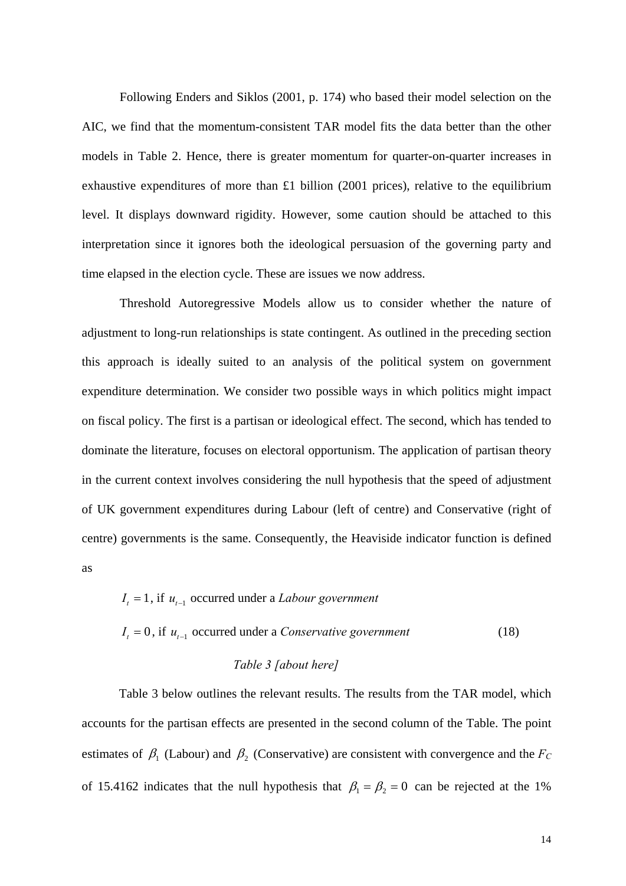Following Enders and Siklos (2001, p. 174) who based their model selection on the AIC, we find that the momentum-consistent TAR model fits the data better than the other models in Table 2. Hence, there is greater momentum for quarter-on-quarter increases in exhaustive expenditures of more than £1 billion (2001 prices), relative to the equilibrium level. It displays downward rigidity. However, some caution should be attached to this interpretation since it ignores both the ideological persuasion of the governing party and time elapsed in the election cycle. These are issues we now address.

Threshold Autoregressive Models allow us to consider whether the nature of adjustment to long-run relationships is state contingent. As outlined in the preceding section this approach is ideally suited to an analysis of the political system on government expenditure determination. We consider two possible ways in which politics might impact on fiscal policy. The first is a partisan or ideological effect. The second, which has tended to dominate the literature, focuses on electoral opportunism. The application of partisan theory in the current context involves considering the null hypothesis that the speed of adjustment of UK government expenditures during Labour (left of centre) and Conservative (right of centre) governments is the same. Consequently, the Heaviside indicator function is defined as

$$I_t = 1, \text{ if } u_{t-1} \text{ occurred under a } \textit{Labour government}$$

$$I_t = 0, \text{ if } u_{t-1} \text{ occurred under a } \textit{Conservative government} \tag{18}$$

*Table 3 [about here]*

Table 3 below outlines the relevant results. The results from the TAR model, which accounts for the partisan effects are presented in the second column of the Table. The point estimates of $\beta_1$ (Labour) and $\beta_2$ (Conservative) are consistent with convergence and the $F_C$ of 15.4162 indicates that the null hypothesis that $\beta_1 = \beta_2 = 0$ can be rejected at the 1%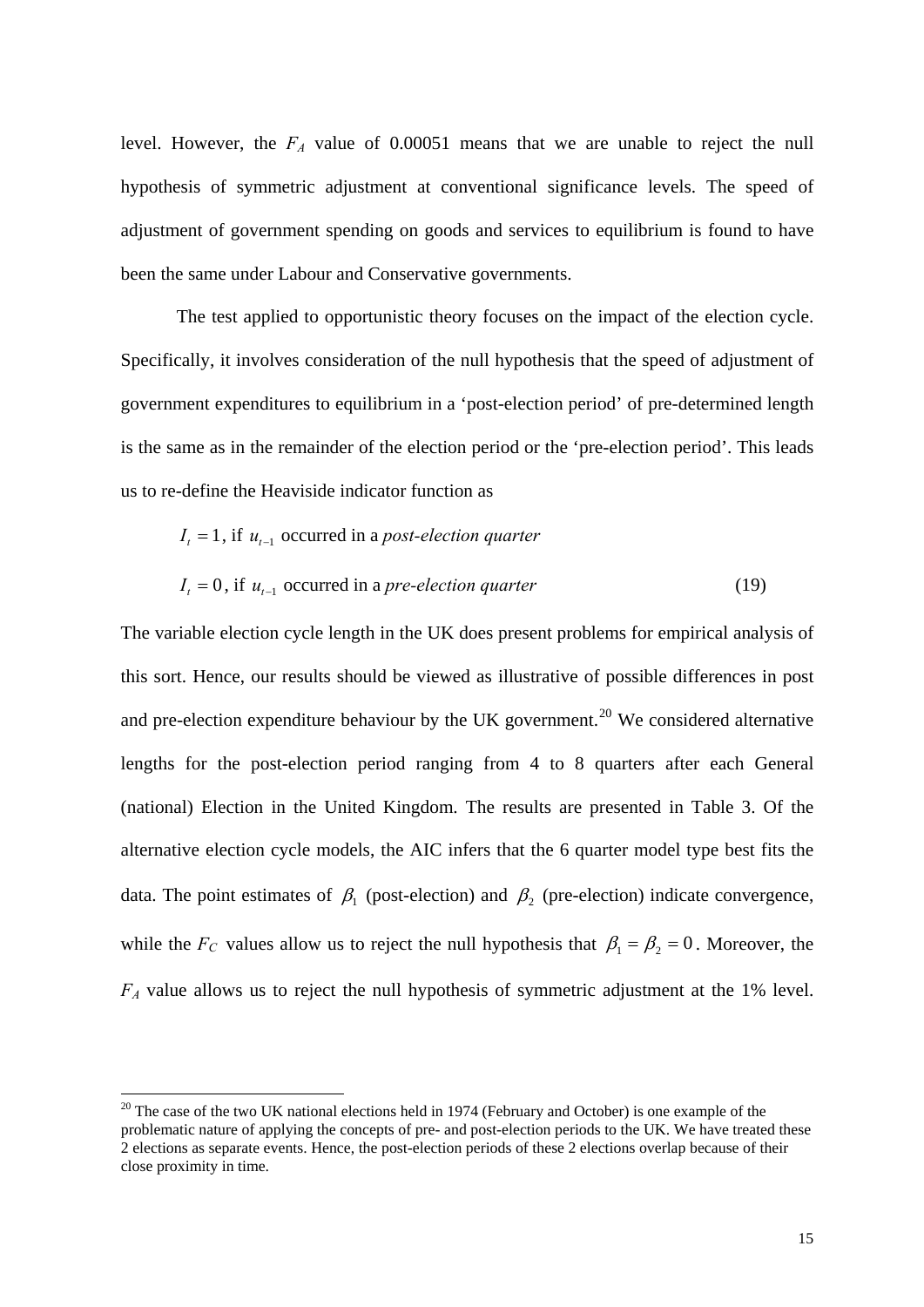level. However, the $F_A$ value of 0.00051 means that we are unable to reject the null hypothesis of symmetric adjustment at conventional significance levels. The speed of adjustment of government spending on goods and services to equilibrium is found to have been the same under Labour and Conservative governments.

The test applied to opportunistic theory focuses on the impact of the election cycle. Specifically, it involves consideration of the null hypothesis that the speed of adjustment of government expenditures to equilibrium in a 'post-election period' of pre-determined length is the same as in the remainder of the election period or the 'pre-election period'. This leads us to re-define the Heaviside indicator function as

$$I_t = 1 \text{, if } u_{t-1} \text{ occurred in a } \textit{post-election quarter}$$

$$I_t = 0 \text{, if } u_{t-1} \text{ occurred in a } \textit{pre-election quarter} \tag{19}$$

The variable election cycle length in the UK does present problems for empirical analysis of this sort. Hence, our results should be viewed as illustrative of possible differences in post and pre-election expenditure behaviour by the UK government.[20] We considered alternative lengths for the post-election period ranging from 4 to 8 quarters after each General (national) Election in the United Kingdom. The results are presented in Table 3. Of the alternative election cycle models, the AIC infers that the 6 quarter model type best fits the data. The point estimates of $\beta_1$ (post-election) and $\beta_2$ (pre-election) indicate convergence, while the $F_C$ values allow us to reject the null hypothesis that $\beta_1 = \beta_2 = 0$. Moreover, the $F_A$ value allows us to reject the null hypothesis of symmetric adjustment at the 1% level.

[20] The case of the two UK national elections held in 1974 (February and October) is one example of the problematic nature of applying the concepts of pre- and post-election periods to the UK. We have treated these 2 elections as separate events. Hence, the post-election periods of these 2 elections overlap because of their close proximity in time.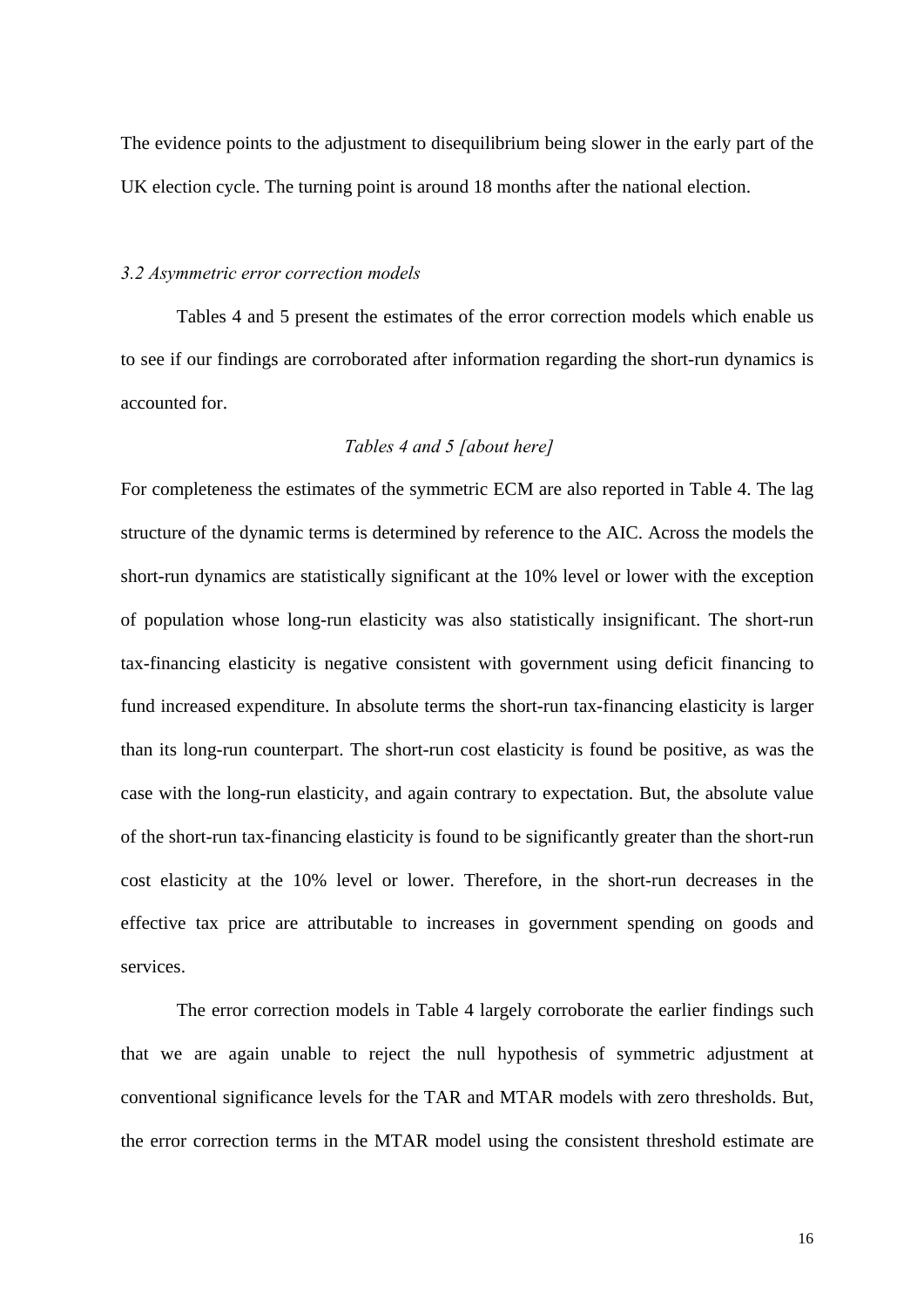The evidence points to the adjustment to disequilibrium being slower in the early part of the UK election cycle. The turning point is around 18 months after the national election.

### *3.2 Asymmetric error correction models*

Tables 4 and 5 present the estimates of the error correction models which enable us to see if our findings are corroborated after information regarding the short-run dynamics is accounted for.

*Tables 4 and 5 [about here]*

For completeness the estimates of the symmetric ECM are also reported in Table 4. The lag structure of the dynamic terms is determined by reference to the AIC. Across the models the short-run dynamics are statistically significant at the 10% level or lower with the exception of population whose long-run elasticity was also statistically insignificant. The short-run tax-financing elasticity is negative consistent with government using deficit financing to fund increased expenditure. In absolute terms the short-run tax-financing elasticity is larger than its long-run counterpart. The short-run cost elasticity is found be positive, as was the case with the long-run elasticity, and again contrary to expectation. But, the absolute value of the short-run tax-financing elasticity is found to be significantly greater than the short-run cost elasticity at the 10% level or lower. Therefore, in the short-run decreases in the effective tax price are attributable to increases in government spending on goods and services.

The error correction models in Table 4 largely corroborate the earlier findings such that we are again unable to reject the null hypothesis of symmetric adjustment at conventional significance levels for the TAR and MTAR models with zero thresholds. But, the error correction terms in the MTAR model using the consistent threshold estimate are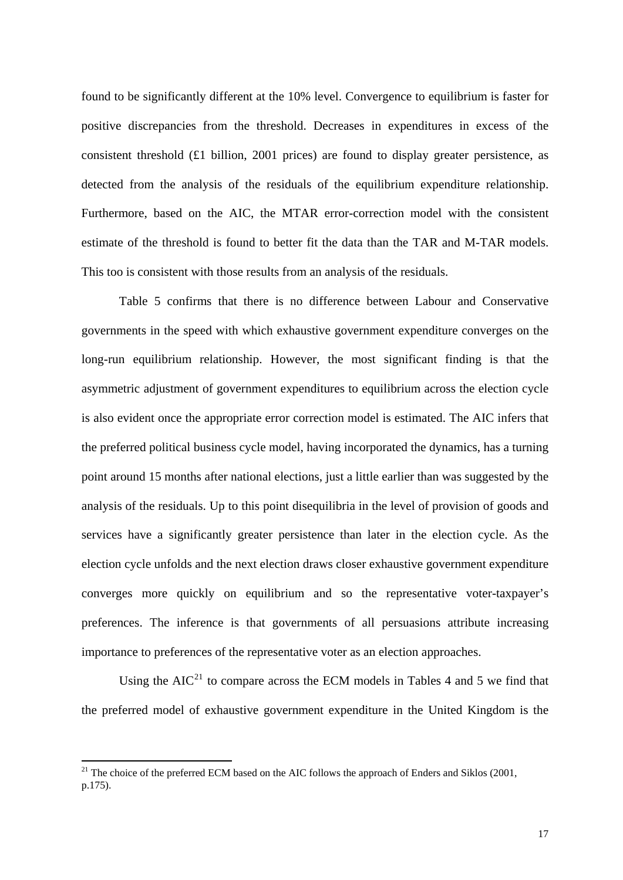found to be significantly different at the 10% level. Convergence to equilibrium is faster for positive discrepancies from the threshold. Decreases in expenditures in excess of the consistent threshold (£1 billion, 2001 prices) are found to display greater persistence, as detected from the analysis of the residuals of the equilibrium expenditure relationship. Furthermore, based on the AIC, the MTAR error-correction model with the consistent estimate of the threshold is found to better fit the data than the TAR and M-TAR models. This too is consistent with those results from an analysis of the residuals.

Table 5 confirms that there is no difference between Labour and Conservative governments in the speed with which exhaustive government expenditure converges on the long-run equilibrium relationship. However, the most significant finding is that the asymmetric adjustment of government expenditures to equilibrium across the election cycle is also evident once the appropriate error correction model is estimated. The AIC infers that the preferred political business cycle model, having incorporated the dynamics, has a turning point around 15 months after national elections, just a little earlier than was suggested by the analysis of the residuals. Up to this point disequilibria in the level of provision of goods and services have a significantly greater persistence than later in the election cycle. As the election cycle unfolds and the next election draws closer exhaustive government expenditure converges more quickly on equilibrium and so the representative voter-taxpayer's preferences. The inference is that governments of all persuasions attribute increasing importance to preferences of the representative voter as an election approaches.

Using the AIC[21] to compare across the ECM models in Tables 4 and 5 we find that the preferred model of exhaustive government expenditure in the United Kingdom is the

[21] The choice of the preferred ECM based on the AIC follows the approach of Enders and Siklos (2001, p.175).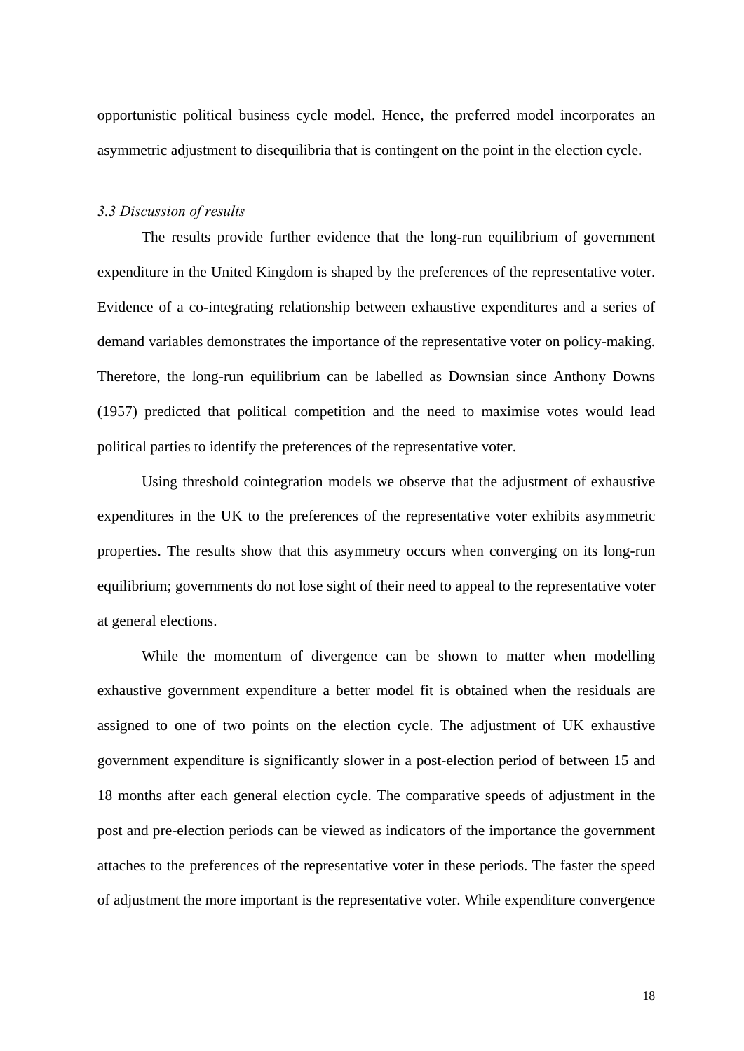opportunistic political business cycle model. Hence, the preferred model incorporates an asymmetric adjustment to disequilibria that is contingent on the point in the election cycle.

### *3.3 Discussion of results*

The results provide further evidence that the long-run equilibrium of government expenditure in the United Kingdom is shaped by the preferences of the representative voter. Evidence of a co-integrating relationship between exhaustive expenditures and a series of demand variables demonstrates the importance of the representative voter on policy-making. Therefore, the long-run equilibrium can be labelled as Downsian since Anthony Downs (1957) predicted that political competition and the need to maximise votes would lead political parties to identify the preferences of the representative voter.

Using threshold cointegration models we observe that the adjustment of exhaustive expenditures in the UK to the preferences of the representative voter exhibits asymmetric properties. The results show that this asymmetry occurs when converging on its long-run equilibrium; governments do not lose sight of their need to appeal to the representative voter at general elections.

While the momentum of divergence can be shown to matter when modelling exhaustive government expenditure a better model fit is obtained when the residuals are assigned to one of two points on the election cycle. The adjustment of UK exhaustive government expenditure is significantly slower in a post-election period of between 15 and 18 months after each general election cycle. The comparative speeds of adjustment in the post and pre-election periods can be viewed as indicators of the importance the government attaches to the preferences of the representative voter in these periods. The faster the speed of adjustment the more important is the representative voter. While expenditure convergence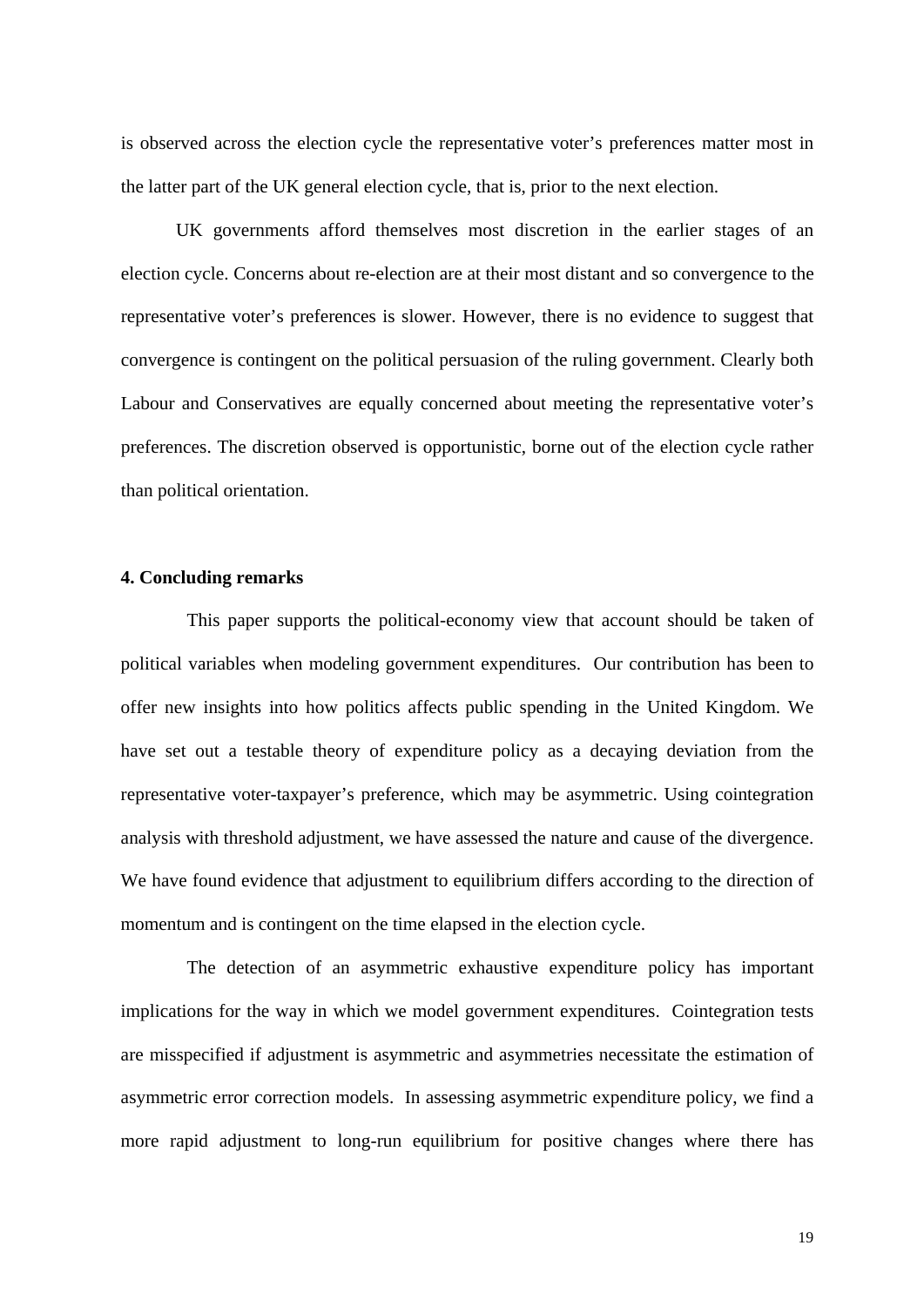is observed across the election cycle the representative voter's preferences matter most in the latter part of the UK general election cycle, that is, prior to the next election.

UK governments afford themselves most discretion in the earlier stages of an election cycle. Concerns about re-election are at their most distant and so convergence to the representative voter's preferences is slower. However, there is no evidence to suggest that convergence is contingent on the political persuasion of the ruling government. Clearly both Labour and Conservatives are equally concerned about meeting the representative voter's preferences. The discretion observed is opportunistic, borne out of the election cycle rather than political orientation.

## 4. Concluding remarks

This paper supports the political-economy view that account should be taken of political variables when modeling government expenditures. Our contribution has been to offer new insights into how politics affects public spending in the United Kingdom. We have set out a testable theory of expenditure policy as a decaying deviation from the representative voter-taxpayer's preference, which may be asymmetric. Using cointegration analysis with threshold adjustment, we have assessed the nature and cause of the divergence. We have found evidence that adjustment to equilibrium differs according to the direction of momentum and is contingent on the time elapsed in the election cycle.

The detection of an asymmetric exhaustive expenditure policy has important implications for the way in which we model government expenditures. Cointegration tests are misspecified if adjustment is asymmetric and asymmetries necessitate the estimation of asymmetric error correction models. In assessing asymmetric expenditure policy, we find a more rapid adjustment to long-run equilibrium for positive changes where there has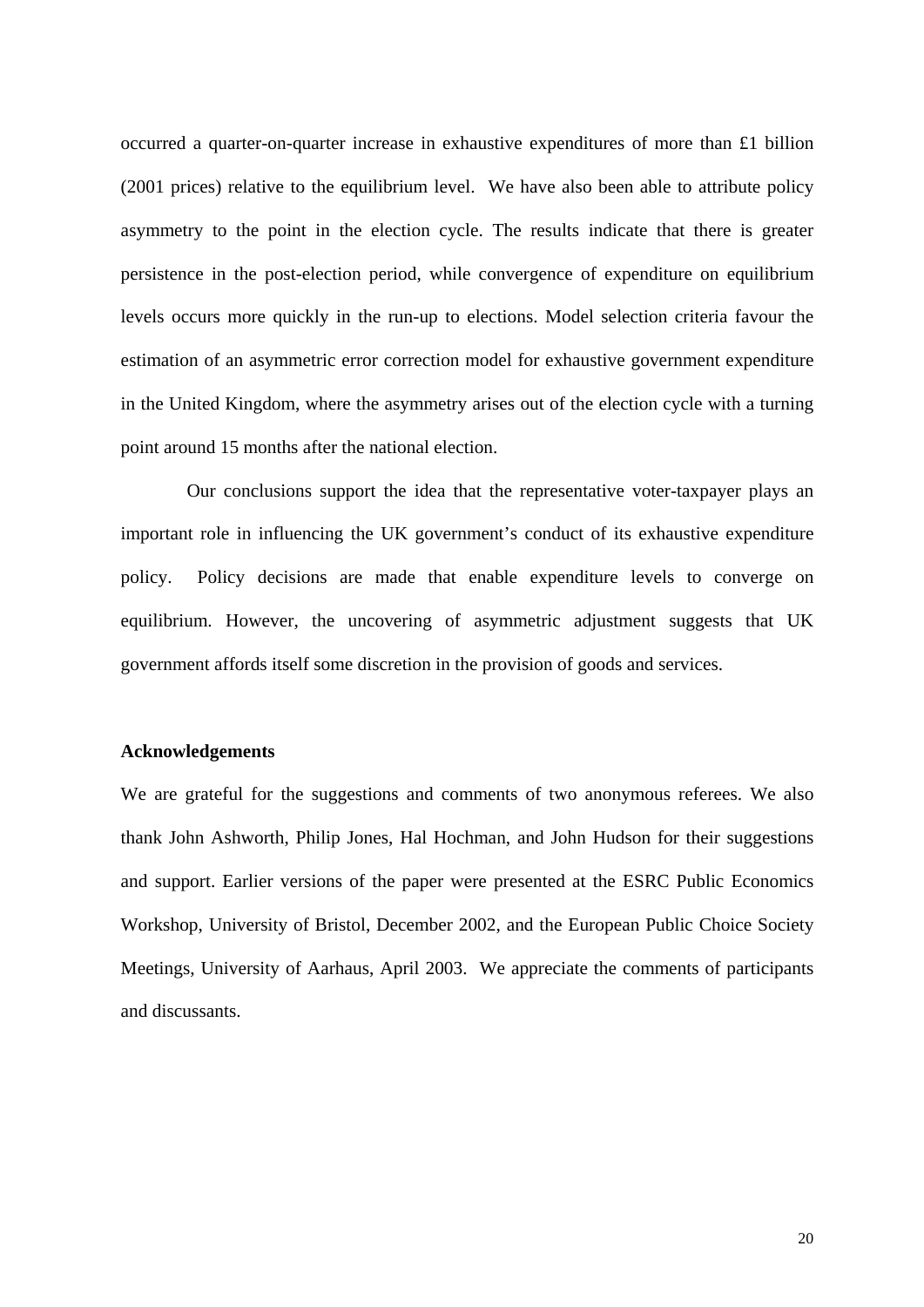occurred a quarter-on-quarter increase in exhaustive expenditures of more than £1 billion (2001 prices) relative to the equilibrium level. We have also been able to attribute policy asymmetry to the point in the election cycle. The results indicate that there is greater persistence in the post-election period, while convergence of expenditure on equilibrium levels occurs more quickly in the run-up to elections. Model selection criteria favour the estimation of an asymmetric error correction model for exhaustive government expenditure in the United Kingdom, where the asymmetry arises out of the election cycle with a turning point around 15 months after the national election.

Our conclusions support the idea that the representative voter-taxpayer plays an important role in influencing the UK government's conduct of its exhaustive expenditure policy. Policy decisions are made that enable expenditure levels to converge on equilibrium. However, the uncovering of asymmetric adjustment suggests that UK government affords itself some discretion in the provision of goods and services.

**Acknowledgements**

We are grateful for the suggestions and comments of two anonymous referees. We also thank John Ashworth, Philip Jones, Hal Hochman, and John Hudson for their suggestions and support. Earlier versions of the paper were presented at the ESRC Public Economics Workshop, University of Bristol, December 2002, and the European Public Choice Society Meetings, University of Aarhaus, April 2003. We appreciate the comments of participants and discussants.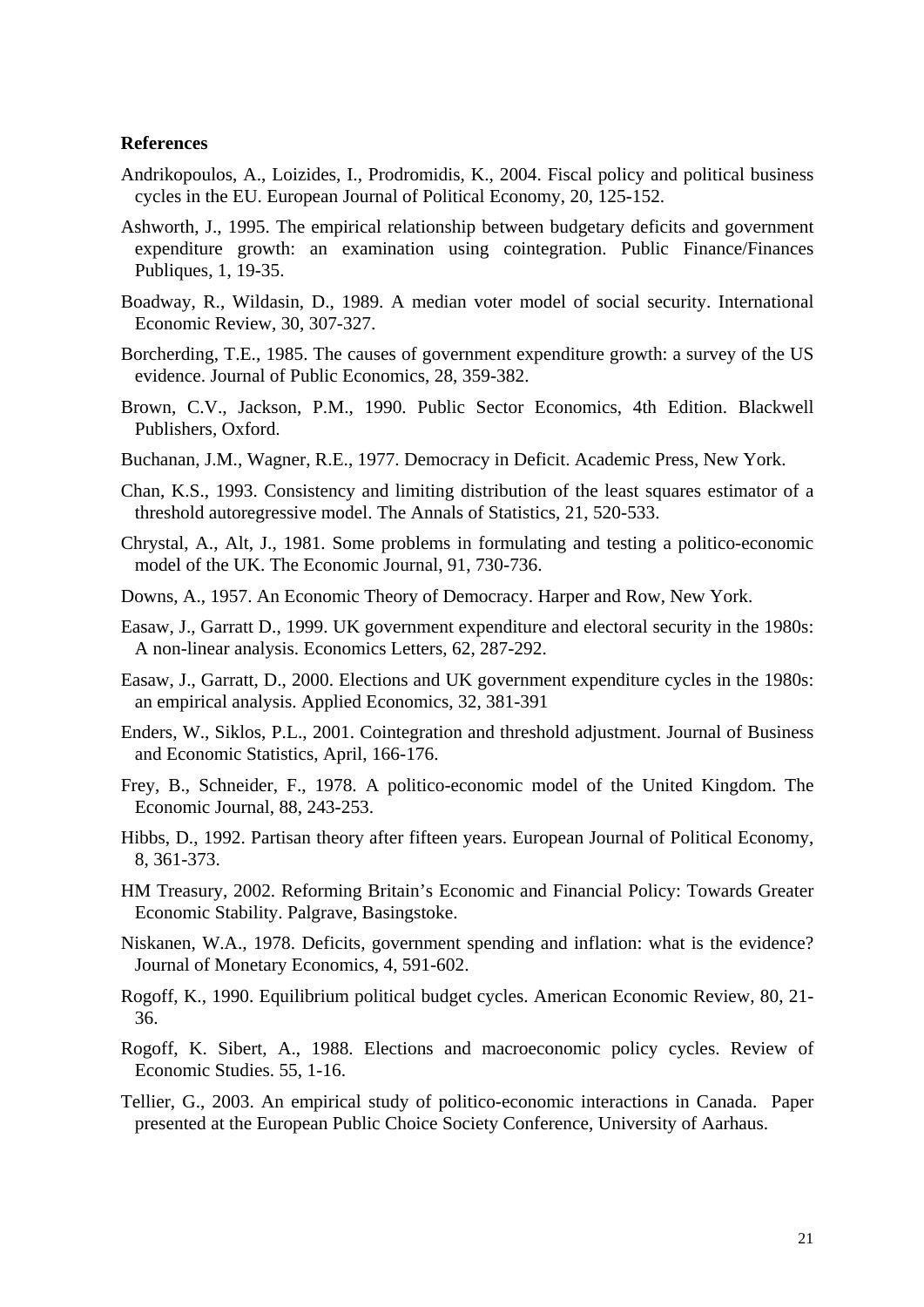**References**

Andrikopoulos, A., Loizides, I., Prodromidis, K., 2004. Fiscal policy and political business cycles in the EU. European Journal of Political Economy, 20, 125-152.

Ashworth, J., 1995. The empirical relationship between budgetary deficits and government expenditure growth: an examination using cointegration. Public Finance/Finances Publiques, 1, 19-35.

Boadway, R., Wildasin, D., 1989. A median voter model of social security. International Economic Review, 30, 307-327.

Borcherding, T.E., 1985. The causes of government expenditure growth: a survey of the US evidence. Journal of Public Economics, 28, 359-382.

Brown, C.V., Jackson, P.M., 1990. Public Sector Economics, 4th Edition. Blackwell Publishers, Oxford.

Buchanan, J.M., Wagner, R.E., 1977. Democracy in Deficit. Academic Press, New York.

Chan, K.S., 1993. Consistency and limiting distribution of the least squares estimator of a threshold autoregressive model. The Annals of Statistics, 21, 520-533.

Chrystal, A., Alt, J., 1981. Some problems in formulating and testing a politico-economic model of the UK. The Economic Journal, 91, 730-736.

Downs, A., 1957. An Economic Theory of Democracy. Harper and Row, New York.

Easaw, J., Garratt D., 1999. UK government expenditure and electoral security in the 1980s: A non-linear analysis. Economics Letters, 62, 287-292.

Easaw, J., Garratt, D., 2000. Elections and UK government expenditure cycles in the 1980s: an empirical analysis. Applied Economics, 32, 381-391

Enders, W., Siklos, P.L., 2001. Cointegration and threshold adjustment. Journal of Business and Economic Statistics, April, 166-176.

Frey, B., Schneider, F., 1978. A politico-economic model of the United Kingdom. The Economic Journal, 88, 243-253.

Hibbs, D., 1992. Partisan theory after fifteen years. European Journal of Political Economy, 8, 361-373.

HM Treasury, 2002. Reforming Britain's Economic and Financial Policy: Towards Greater Economic Stability. Palgrave, Basingstoke.

Niskanen, W.A., 1978. Deficits, government spending and inflation: what is the evidence? Journal of Monetary Economics, 4, 591-602.

Rogoff, K., 1990. Equilibrium political budget cycles. American Economic Review, 80, 21-36.

Rogoff, K. Sibert, A., 1988. Elections and macroeconomic policy cycles. Review of Economic Studies. 55, 1-16.

Tellier, G., 2003. An empirical study of politico-economic interactions in Canada. Paper presented at the European Public Choice Society Conference, University of Aarhaus.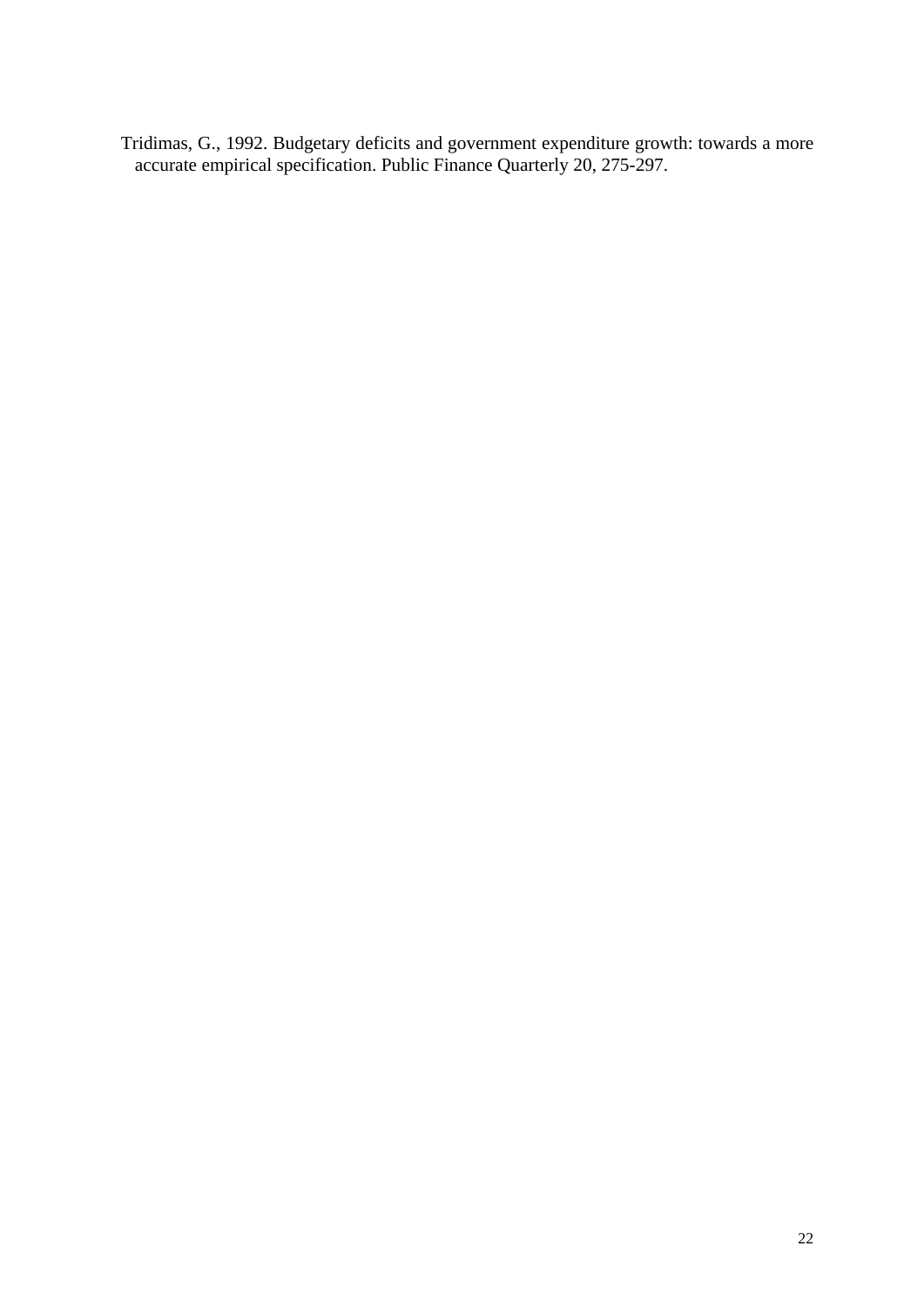Tridimas, G., 1992. Budgetary deficits and government expenditure growth: towards a more accurate empirical specification. Public Finance Quarterly 20, 275-297.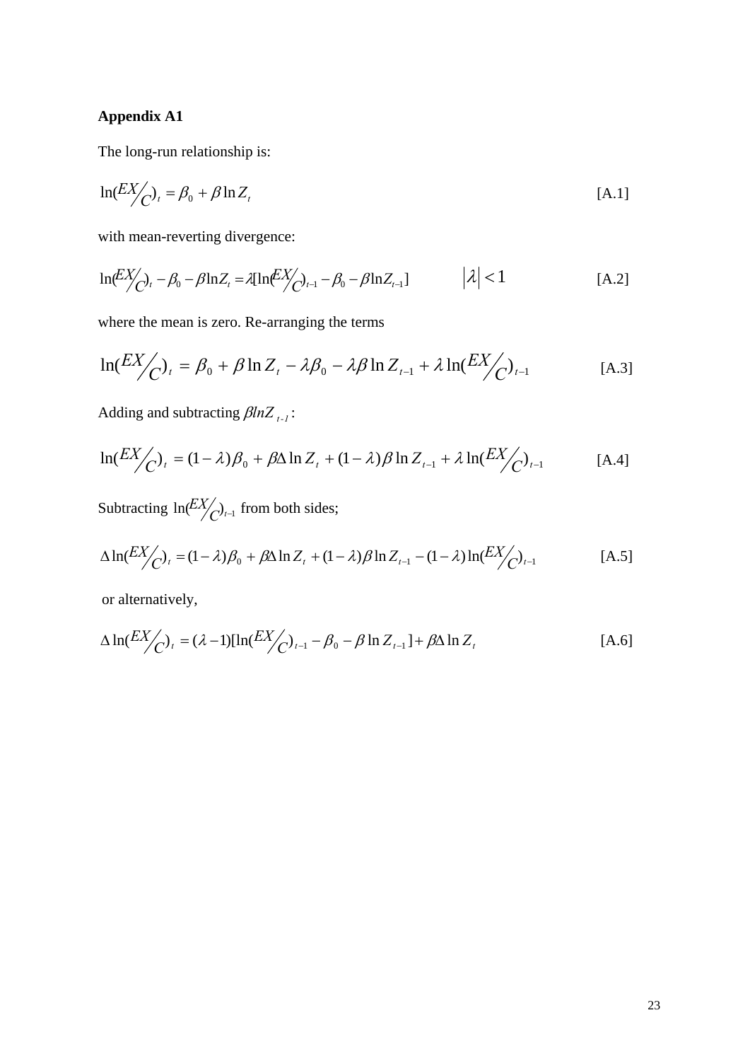**Appendix A1**

The long-run relationship is:

$$\ln(EX/C)_t = \beta_0 + \beta \ln Z_t \quad \text{[A.1]}$$

with mean-reverting divergence:

$$\ln(EX/C)_t - \beta_0 - \beta \ln Z_t = \lambda[\ln(EX/C)_{t-1} - \beta_0 - \beta \ln Z_{t-1}] \qquad |\lambda| < 1 \quad \text{[A.2]}$$

where the mean is zero. Re-arranging the terms

$$\ln(EX/C)_t = \beta_0 + \beta \ln Z_t - \lambda\beta_0 - \lambda\beta \ln Z_{t-1} + \lambda \ln(EX/C)_{t-1} \quad \text{[A.3]}$$

Adding and subtracting $\beta \ln Z_{t-1}$:

$$\ln(EX/C)_t = (1-\lambda)\beta_0 + \beta\Delta \ln Z_t + (1-\lambda)\beta \ln Z_{t-1} + \lambda \ln(EX/C)_{t-1} \quad \text{[A.4]}$$

Subtracting $\ln(EX/C)_{t-1}$ from both sides;

$$\Delta \ln(EX/C)_t = (1-\lambda)\beta_0 + \beta\Delta \ln Z_t + (1-\lambda)\beta \ln Z_{t-1} - (1-\lambda)\ln(EX/C)_{t-1} \quad \text{[A.5]}$$

or alternatively,

$$\Delta \ln(EX/C)_t = (\lambda - 1)[\ln(EX/C)_{t-1} - \beta_0 - \beta \ln Z_{t-1}] + \beta\Delta \ln Z_t \quad \text{[A.6]}$$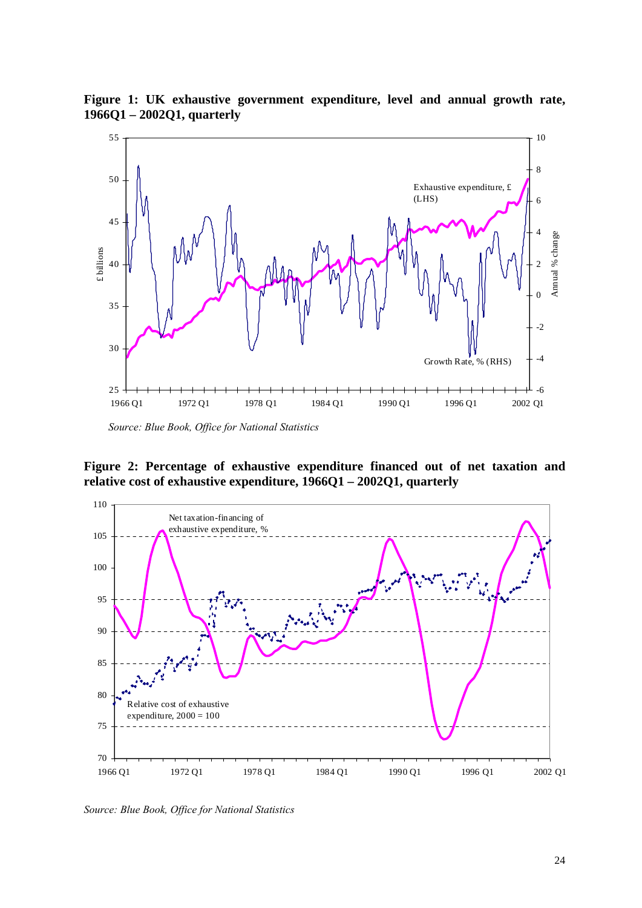**Figure 1: UK exhaustive government expenditure, level and annual growth rate, 1966Q1 – 2002Q1, quarterly**

*Source: Blue Book, Office for National Statistics*

**Figure 2: Percentage of exhaustive expenditure financed out of net taxation and relative cost of exhaustive expenditure, 1966Q1 – 2002Q1, quarterly**

*Source: Blue Book, Office for National Statistics*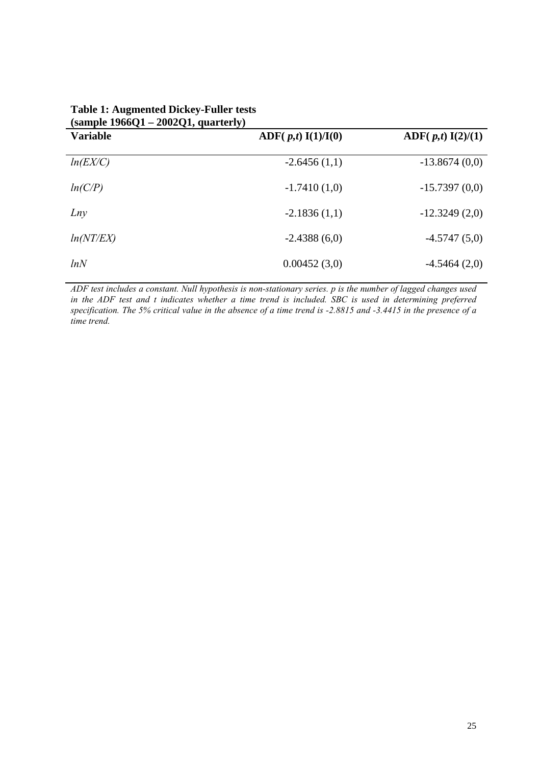**Table 1: Augmented Dickey-Fuller tests (sample 1966Q1 – 2002Q1, quarterly)**

| Variable | ADF( *p,t*) I(1)/I(0) | ADF( *p,t*) I(2)/(1) |
|---|---|---|
| *ln(EX/C)* | -2.6456 (1,1) | -13.8674 (0,0) |
| *ln(C/P)* | -1.7410 (1,0) | -15.7397 (0,0) |
| *Lny* | -2.1836 (1,1) | -12.3249 (2,0) |
| *ln(NT/EX)* | -2.4388 (6,0) | -4.5747 (5,0) |
| *lnN* | 0.00452 (3,0) | -4.5464 (2,0) |

*ADF test includes a constant. Null hypothesis is non-stationary series. p is the number of lagged changes used in the ADF test and t indicates whether a time trend is included. SBC is used in determining preferred specification. The 5% critical value in the absence of a time trend is -2.8815 and -3.4415 in the presence of a time trend.*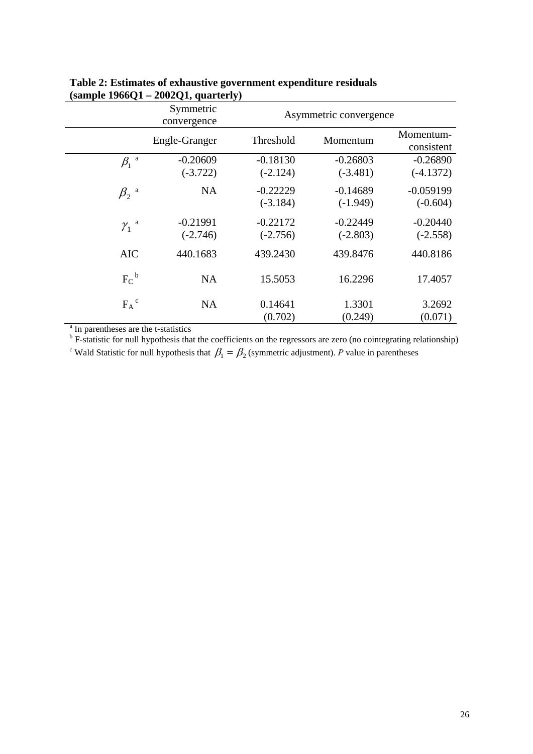**Table 2: Estimates of exhaustive government expenditure residuals (sample 1966Q1 – 2002Q1, quarterly)**

| | Symmetric convergence | Asymmetric convergence | | |
|---|---|---|---|---|
| | Engle-Granger | Threshold | Momentum | Momentum-consistent |
| $\beta_1$ [a] | -0.20609 (-3.722) | -0.18130 (-2.124) | -0.26803 (-3.481) | -0.26890 (-4.1372) |
| $\beta_2$ [a] | NA | -0.22229 (-3.184) | -0.14689 (-1.949) | -0.059199 (-0.604) |
| $\gamma_1$ [a] | -0.21991 (-2.746) | -0.22172 (-2.756) | -0.22449 (-2.803) | -0.20440 (-2.558) |
| AIC | 440.1683 | 439.2430 | 439.8476 | 440.8186 |
| $F_C$ [b] | NA | 15.5053 | 16.2296 | 17.4057 |
| $F_A$ [c] | NA | 0.14641 (0.702) | 1.3301 (0.249) | 3.2692 (0.071) |

[a] In parentheses are the t-statistics

[b] F-statistic for null hypothesis that the coefficients on the regressors are zero (no cointegrating relationship)

[c] Wald Statistic for null hypothesis that $\beta_1 = \beta_2$ (symmetric adjustment). *P* value in parentheses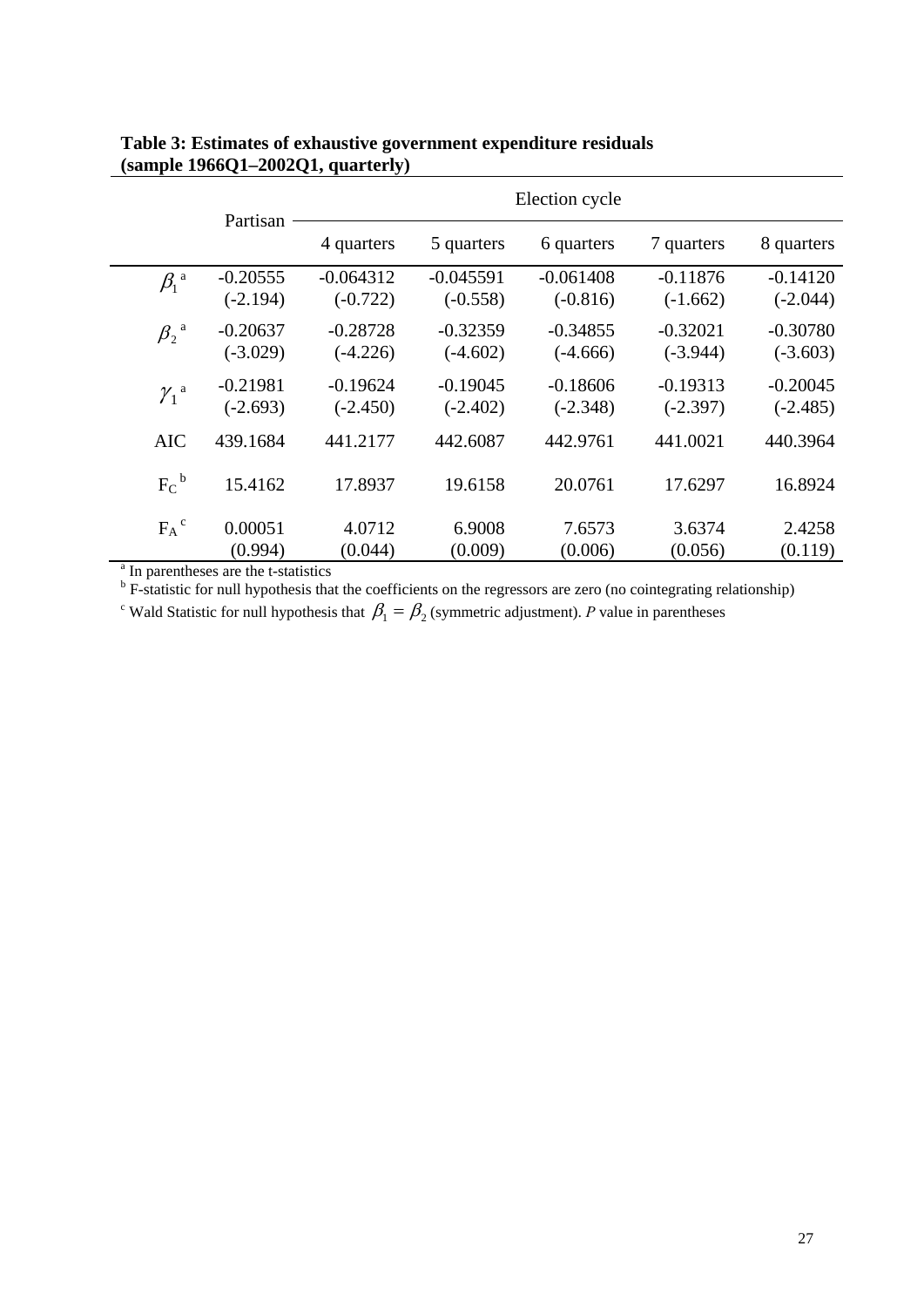**Table 3: Estimates of exhaustive government expenditure residuals (sample 1966Q1–2002Q1, quarterly)**

| | Partisan | Election cycle | | | | |
|---|---|---|---|---|---|---|
| | | 4 quarters | 5 quarters | 6 quarters | 7 quarters | 8 quarters |
| $\beta_1$ [a] | -0.20555 | -0.064312 | -0.045591 | -0.061408 | -0.11876 | -0.14120 |
| | (-2.194) | (-0.722) | (-0.558) | (-0.816) | (-1.662) | (-2.044) |
| $\beta_2$ [a] | -0.20637 | -0.28728 | -0.32359 | -0.34855 | -0.32021 | -0.30780 |
| | (-3.029) | (-4.226) | (-4.602) | (-4.666) | (-3.944) | (-3.603) |
| $\gamma_1$ [a] | -0.21981 | -0.19624 | -0.19045 | -0.18606 | -0.19313 | -0.20045 |
| | (-2.693) | (-2.450) | (-2.402) | (-2.348) | (-2.397) | (-2.485) |
| AIC | 439.1684 | 441.2177 | 442.6087 | 442.9761 | 441.0021 | 440.3964 |
| $F_C$ [b] | 15.4162 | 17.8937 | 19.6158 | 20.0761 | 17.6297 | 16.8924 |
| $F_A$ [c] | 0.00051 | 4.0712 | 6.9008 | 7.6573 | 3.6374 | 2.4258 |
| | (0.994) | (0.044) | (0.009) | (0.006) | (0.056) | (0.119) |

[a] In parentheses are the t-statistics

[b] F-statistic for null hypothesis that the coefficients on the regressors are zero (no cointegrating relationship)

[c] Wald Statistic for null hypothesis that $\beta_1 = \beta_2$ (symmetric adjustment). *P* value in parentheses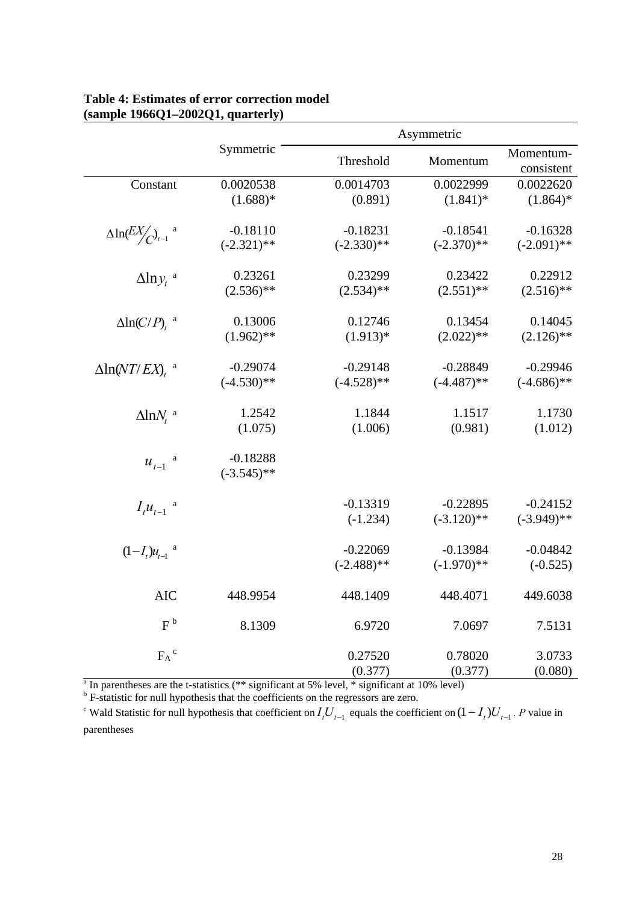**Table 4: Estimates of error correction model (sample 1966Q1–2002Q1, quarterly)**

| | Symmetric | Asymmetric | | |
|---|---|---|---|---|
| | | Threshold | Momentum | Momentum-consistent |
| Constant | 0.0020538 (1.688)* | 0.0014703 (0.891) | 0.0022999 (1.841)* | 0.0022620 (1.864)* |
| $\Delta\ln(EX/C)_{t-1}$ [a] | -0.18110 (-2.321)** | -0.18231 (-2.330)** | -0.18541 (-2.370)** | -0.16328 (-2.091)** |
| $\Delta\ln y_t$ [a] | 0.23261 (2.536)** | 0.23299 (2.534)** | 0.23422 (2.551)** | 0.22912 (2.516)** |
| $\Delta\ln(C/P)_t$ [a] | 0.13006 (1.962)** | 0.12746 (1.913)* | 0.13454 (2.022)** | 0.14045 (2.126)** |
| $\Delta\ln(NT/EX)_t$ [a] | -0.29074 (-4.530)** | -0.29148 (-4.528)** | -0.28849 (-4.487)** | -0.29946 (-4.686)** |
| $\Delta\ln N_t$ [a] | 1.2542 (1.075) | 1.1844 (1.006) | 1.1517 (0.981) | 1.1730 (1.012) |
| $u_{t-1}$ [a] | -0.18288 (-3.545)** | | | |
| $I_t u_{t-1}$ [a] | | -0.13319 (-1.234) | -0.22895 (-3.120)** | -0.24152 (-3.949)** |
| $(1-I_t)u_{t-1}$ [a] | | -0.22069 (-2.488)** | -0.13984 (-1.970)** | -0.04842 (-0.525) |
| AIC | 448.9954 | 448.1409 | 448.4071 | 449.6038 |
| F [b] | 8.1309 | 6.9720 | 7.0697 | 7.5131 |
| $F_A$ [c] | | 0.27520 (0.377) | 0.78020 (0.377) | 3.0733 (0.080) |

[a] In parentheses are the t-statistics (** significant at 5% level, * significant at 10% level)

[b] F-statistic for null hypothesis that the coefficients on the regressors are zero.

[c] Wald Statistic for null hypothesis that coefficient on $I_t U_{t-1}$ equals the coefficient on $(1-I_t)U_{t-1}$. *P* value in parentheses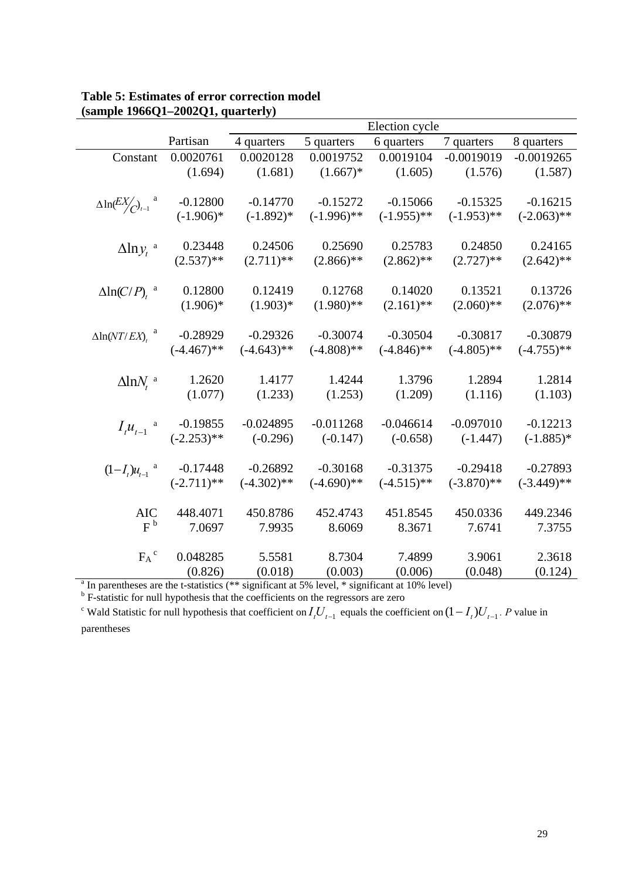**Table 5: Estimates of error correction model (sample 1966Q1–2002Q1, quarterly)**

| | Partisan | Election cycle | | | | |
|---|---|---|---|---|---|---|
| | | 4 quarters | 5 quarters | 6 quarters | 7 quarters | 8 quarters |
| Constant | 0.0020761 | 0.0020128 | 0.0019752 | 0.0019104 | -0.0019019 | -0.0019265 |
| | (1.694) | (1.681) | (1.667)* | (1.605) | (1.576) | (1.587) |
| $\Delta\ln(EX/C)_{t-1}$ [a] | -0.12800 | -0.14770 | -0.15272 | -0.15066 | -0.15325 | -0.16215 |
| | (-1.906)* | (-1.892)* | (-1.996)** | (-1.955)** | (-1.953)** | (-2.063)** |
| $\Delta\ln y_t$ [a] | 0.23448 | 0.24506 | 0.25690 | 0.25783 | 0.24850 | 0.24165 |
| | (2.537)** | (2.711)** | (2.866)** | (2.862)** | (2.727)** | (2.642)** |
| $\Delta\ln(C/P)_t$ [a] | 0.12800 | 0.12419 | 0.12768 | 0.14020 | 0.13521 | 0.13726 |
| | (1.906)* | (1.903)* | (1.980)** | (2.161)** | (2.060)** | (2.076)** |
| $\Delta\ln(NT/EX)_t$ [a] | -0.28929 | -0.29326 | -0.30074 | -0.30504 | -0.30817 | -0.30879 |
| | (-4.467)** | (-4.643)** | (-4.808)** | (-4.846)** | (-4.805)** | (-4.755)** |
| $\Delta\ln N_t$ [a] | 1.2620 | 1.4177 | 1.4244 | 1.3796 | 1.2894 | 1.2814 |
| | (1.077) | (1.233) | (1.253) | (1.209) | (1.116) | (1.103) |
| $I_t u_{t-1}$ [a] | -0.19855 | -0.024895 | -0.011268 | -0.046614 | -0.097010 | -0.12213 |
| | (-2.253)** | (-0.296) | (-0.147) | (-0.658) | (-1.447) | (-1.885)* |
| $(1-I_t)u_{t-1}$ [a] | -0.17448 | -0.26892 | -0.30168 | -0.31375 | -0.29418 | -0.27893 |
| | (-2.711)** | (-4.302)** | (-4.690)** | (-4.515)** | (-3.870)** | (-3.449)** |
| AIC | 448.4071 | 450.8786 | 452.4743 | 451.8545 | 450.0336 | 449.2346 |
| F [b] | 7.0697 | 7.9935 | 8.6069 | 8.3671 | 7.6741 | 7.3755 |
| $F_A$ [c] | 0.048285 | 5.5581 | 8.7304 | 7.4899 | 3.9061 | 2.3618 |
| | (0.826) | (0.018) | (0.003) | (0.006) | (0.048) | (0.124) |

[a] In parentheses are the t-statistics (** significant at 5% level, * significant at 10% level)

[b] F-statistic for null hypothesis that the coefficients on the regressors are zero

[c] Wald Statistic for null hypothesis that coefficient on $I_t U_{t-1}$ equals the coefficient on $(1-I_t)U_{t-1}$. *P* value in parentheses